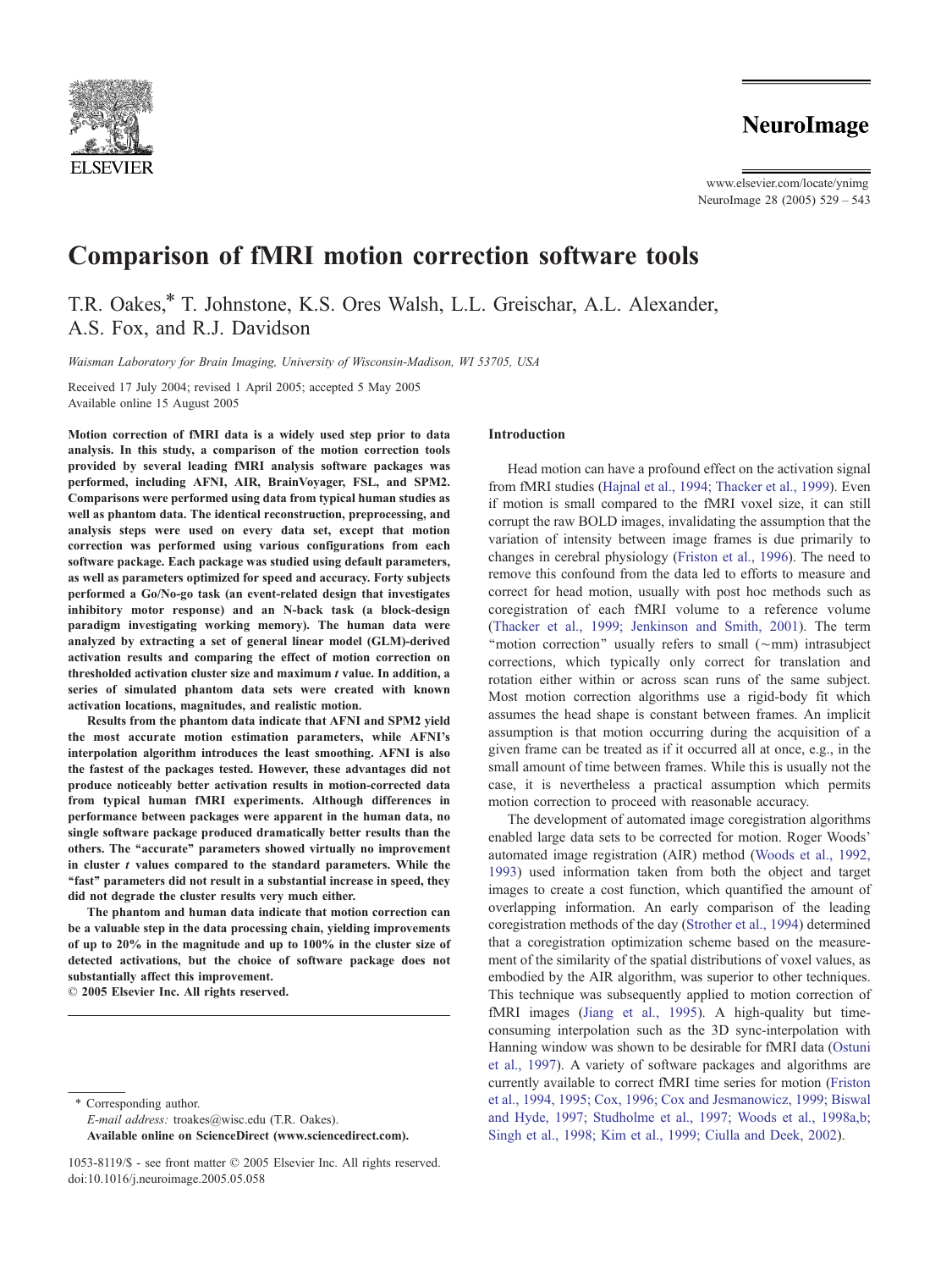# Comparison of fMRI motion correction software tools

T.R. Oakes,* T. Johnstone, K.S. Ores Walsh, L.L. Greischar, A.L. Alexander, A.S. Fox, and R.J. Davidson

*Waisman Laboratory for Brain Imaging, University of Wisconsin-Madison, WI 53705, USA*

Received 17 July 2004; revised 1 April 2005; accepted 5 May 2005
Available online 15 August 2005

**Motion correction of fMRI data is a widely used step prior to data analysis. In this study, a comparison of the motion correction tools provided by several leading fMRI analysis software packages was performed, including AFNI, AIR, BrainVoyager, FSL, and SPM2. Comparisons were performed using data from typical human studies as well as phantom data. The identical reconstruction, preprocessing, and analysis steps were used on every data set, except that motion correction was performed using various configurations from each software package. Each package was studied using default parameters, as well as parameters optimized for speed and accuracy. Forty subjects performed a Go/No-go task (an event-related design that investigates inhibitory motor response) and an N-back task (a block-design paradigm investigating working memory). The human data were analyzed by extracting a set of general linear model (GLM)-derived activation results and comparing the effect of motion correction on thresholded activation cluster size and maximum *t* value. In addition, a series of simulated phantom data sets were created with known activation locations, magnitudes, and realistic motion.**

**Results from the phantom data indicate that AFNI and SPM2 yield the most accurate motion estimation parameters, while AFNI's interpolation algorithm introduces the least smoothing. AFNI is also the fastest of the packages tested. However, these advantages did not produce noticeably better activation results in motion-corrected data from typical human fMRI experiments. Although differences in performance between packages were apparent in the human data, no single software package produced dramatically better results than the others. The "accurate" parameters showed virtually no improvement in cluster *t* values compared to the standard parameters. While the "fast" parameters did not result in a substantial increase in speed, they did not degrade the cluster results very much either.**

**The phantom and human data indicate that motion correction can be a valuable step in the data processing chain, yielding improvements of up to 20% in the magnitude and up to 100% in the cluster size of detected activations, but the choice of software package does not substantially affect this improvement.**

**© 2005 Elsevier Inc. All rights reserved.**

## Introduction

Head motion can have a profound effect on the activation signal from fMRI studies (Hajnal et al., 1994; Thacker et al., 1999). Even if motion is small compared to the fMRI voxel size, it can still corrupt the raw BOLD images, invalidating the assumption that the variation of intensity between image frames is due primarily to changes in cerebral physiology (Friston et al., 1996). The need to remove this confound from the data led to efforts to measure and correct for head motion, usually with post hoc methods such as coregistration of each fMRI volume to a reference volume (Thacker et al., 1999; Jenkinson and Smith, 2001). The term "motion correction" usually refers to small (~mm) intrasubject corrections, which typically only correct for translation and rotation either within or across scan runs of the same subject. Most motion correction algorithms use a rigid-body fit which assumes the head shape is constant between frames. An implicit assumption is that motion occurring during the acquisition of a given frame can be treated as if it occurred all at once, e.g., in the small amount of time between frames. While this is usually not the case, it is nevertheless a practical assumption which permits motion correction to proceed with reasonable accuracy.

The development of automated image coregistration algorithms enabled large data sets to be corrected for motion. Roger Woods' automated image registration (AIR) method (Woods et al., 1992, 1993) used information taken from both the object and target images to create a cost function, which quantified the amount of overlapping information. An early comparison of the leading coregistration methods of the day (Strother et al., 1994) determined that a coregistration optimization scheme based on the measurement of the similarity of the spatial distributions of voxel values, as embodied by the AIR algorithm, was superior to other techniques. This technique was subsequently applied to motion correction of fMRI images (Jiang et al., 1995). A high-quality but time-consuming interpolation such as the 3D sync-interpolation with Hanning window was shown to be desirable for fMRI data (Ostuni et al., 1997). A variety of software packages and algorithms are currently available to correct fMRI time series for motion (Friston et al., 1994, 1995; Cox, 1996; Cox and Jesmanowicz, 1999; Biswal and Hyde, 1997; Studholme et al., 1997; Woods et al., 1998a,b; Singh et al., 1998; Kim et al., 1999; Ciulla and Deek, 2002).

\* Corresponding author.
*E-mail address:* troakes@wisc.edu (T.R. Oakes).
**Available online on ScienceDirect (www.sciencedirect.com).**

1053-8119/$ - see front matter © 2005 Elsevier Inc. All rights reserved.
doi:10.1016/j.neuroimage.2005.05.058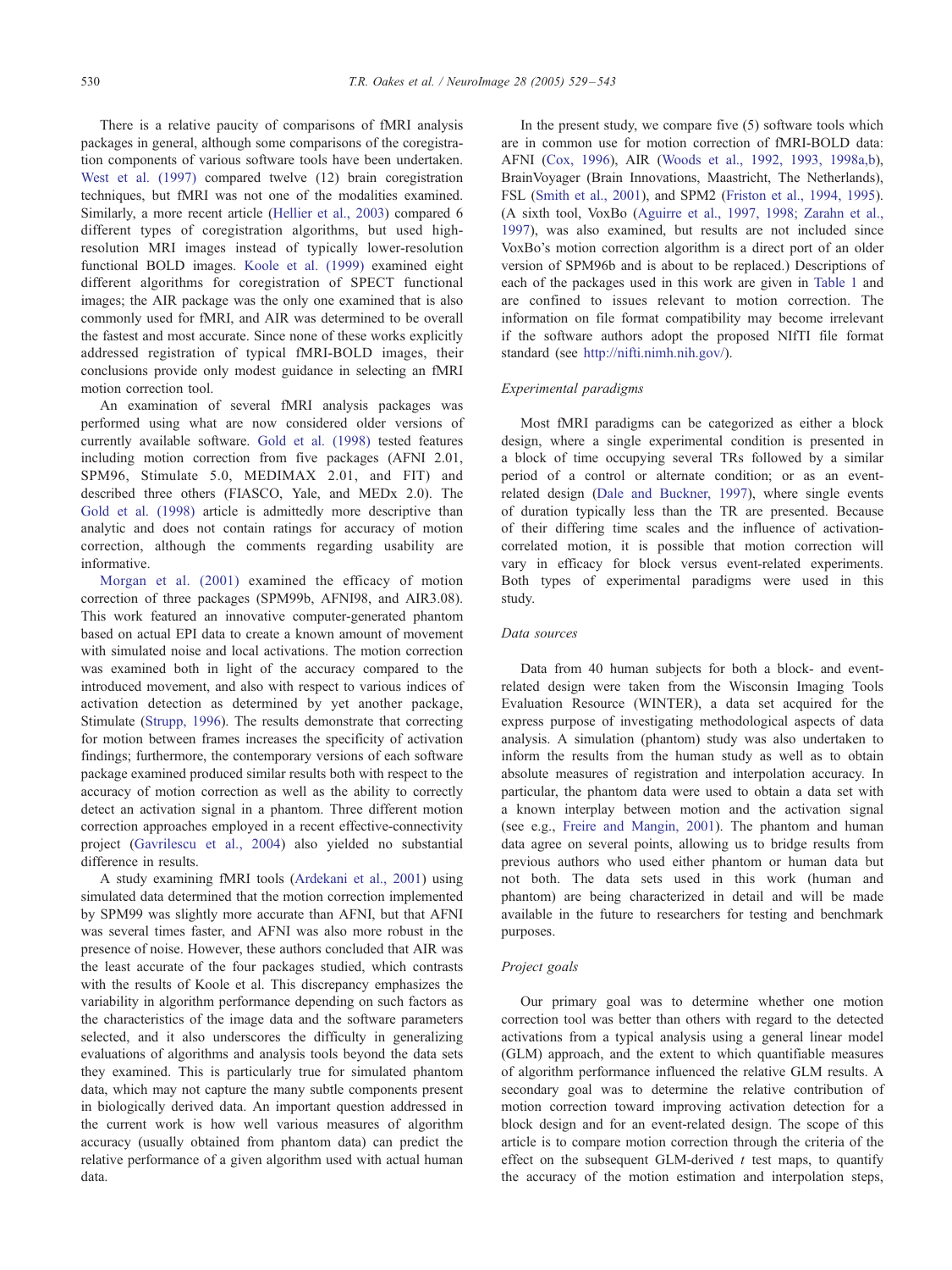There is a relative paucity of comparisons of fMRI analysis packages in general, although some comparisons of the coregistration components of various software tools have been undertaken. West et al. (1997) compared twelve (12) brain coregistration techniques, but fMRI was not one of the modalities examined. Similarly, a more recent article (Hellier et al., 2003) compared 6 different types of coregistration algorithms, but used high-resolution MRI images instead of typically lower-resolution functional BOLD images. Koole et al. (1999) examined eight different algorithms for coregistration of SPECT functional images; the AIR package was the only one examined that is also commonly used for fMRI, and AIR was determined to be overall the fastest and most accurate. Since none of these works explicitly addressed registration of typical fMRI-BOLD images, their conclusions provide only modest guidance in selecting an fMRI motion correction tool.

An examination of several fMRI analysis packages was performed using what are now considered older versions of currently available software. Gold et al. (1998) tested features including motion correction from five packages (AFNI 2.01, SPM96, Stimulate 5.0, MEDIMAX 2.01, and FIT) and described three others (FIASCO, Yale, and MEDx 2.0). The Gold et al. (1998) article is admittedly more descriptive than analytic and does not contain ratings for accuracy of motion correction, although the comments regarding usability are informative.

Morgan et al. (2001) examined the efficacy of motion correction of three packages (SPM99b, AFNI98, and AIR3.08). This work featured an innovative computer-generated phantom based on actual EPI data to create a known amount of movement with simulated noise and local activations. The motion correction was examined both in light of the accuracy compared to the introduced movement, and also with respect to various indices of activation detection as determined by yet another package, Stimulate (Strupp, 1996). The results demonstrate that correcting for motion between frames increases the specificity of activation findings; furthermore, the contemporary versions of each software package examined produced similar results both with respect to the accuracy of motion correction as well as the ability to correctly detect an activation signal in a phantom. Three different motion correction approaches employed in a recent effective-connectivity project (Gavrilescu et al., 2004) also yielded no substantial difference in results.

A study examining fMRI tools (Ardekani et al., 2001) using simulated data determined that the motion correction implemented by SPM99 was slightly more accurate than AFNI, but that AFNI was several times faster, and AFNI was also more robust in the presence of noise. However, these authors concluded that AIR was the least accurate of the four packages studied, which contrasts with the results of Koole et al. This discrepancy emphasizes the variability in algorithm performance depending on such factors as the characteristics of the image data and the software parameters selected, and it also underscores the difficulty in generalizing evaluations of algorithms and analysis tools beyond the data sets they examined. This is particularly true for simulated phantom data, which may not capture the many subtle components present in biologically derived data. An important question addressed in the current work is how well various measures of algorithm accuracy (usually obtained from phantom data) can predict the relative performance of a given algorithm used with actual human data.

In the present study, we compare five (5) software tools which are in common use for motion correction of fMRI-BOLD data: AFNI (Cox, 1996), AIR (Woods et al., 1992, 1993, 1998a,b), BrainVoyager (Brain Innovations, Maastricht, The Netherlands), FSL (Smith et al., 2001), and SPM2 (Friston et al., 1994, 1995). (A sixth tool, VoxBo (Aguirre et al., 1997, 1998; Zarahn et al., 1997), was also examined, but results are not included since VoxBo's motion correction algorithm is a direct port of an older version of SPM96b and is about to be replaced.) Descriptions of each of the packages used in this work are given in Table 1 and are confined to issues relevant to motion correction. The information on file format compatibility may become irrelevant if the software authors adopt the proposed NIfTI file format standard (see http://nifti.nimh.nih.gov/).

### Experimental paradigms

Most fMRI paradigms can be categorized as either a block design, where a single experimental condition is presented in a block of time occupying several TRs followed by a similar period of a control or alternate condition; or as an event-related design (Dale and Buckner, 1997), where single events of duration typically less than the TR are presented. Because of their differing time scales and the influence of activation-correlated motion, it is possible that motion correction will vary in efficacy for block versus event-related experiments. Both types of experimental paradigms were used in this study.

### Data sources

Data from 40 human subjects for both a block- and event-related design were taken from the Wisconsin Imaging Tools Evaluation Resource (WINTER), a data set acquired for the express purpose of investigating methodological aspects of data analysis. A simulation (phantom) study was also undertaken to inform the results from the human study as well as to obtain absolute measures of registration and interpolation accuracy. In particular, the phantom data were used to obtain a data set with a known interplay between motion and the activation signal (see e.g., Freire and Mangin, 2001). The phantom and human data agree on several points, allowing us to bridge results from previous authors who used either phantom or human data but not both. The data sets used in this work (human and phantom) are being characterized in detail and will be made available in the future to researchers for testing and benchmark purposes.

### Project goals

Our primary goal was to determine whether one motion correction tool was better than others with regard to the detected activations from a typical analysis using a general linear model (GLM) approach, and the extent to which quantifiable measures of algorithm performance influenced the relative GLM results. A secondary goal was to determine the relative contribution of motion correction toward improving activation detection for a block design and for an event-related design. The scope of this article is to compare motion correction through the criteria of the effect on the subsequent GLM-derived $t$ test maps, to quantify the accuracy of the motion estimation and interpolation steps,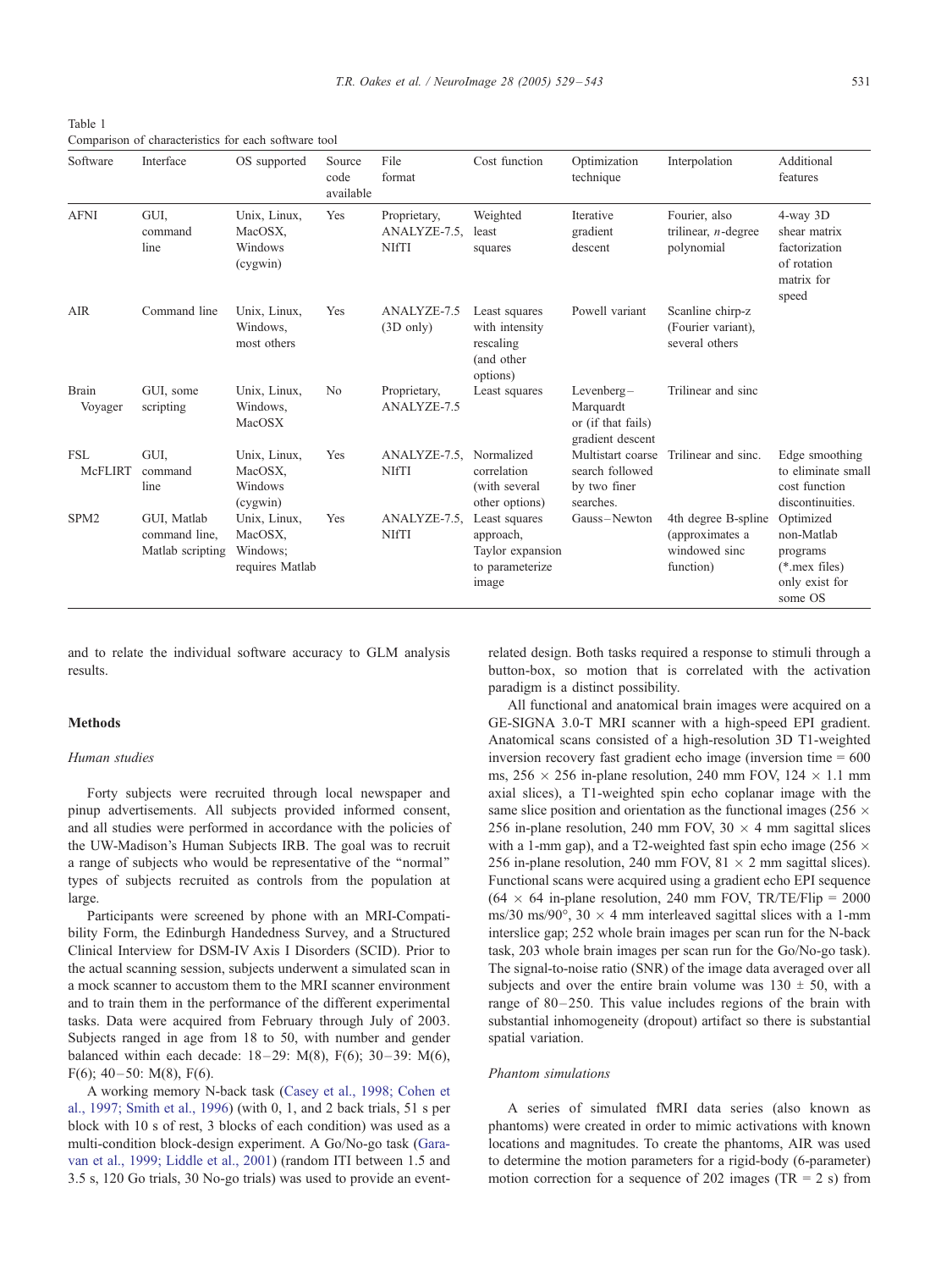Table 1
Comparison of characteristics for each software tool

| Software | Interface | OS supported | Source code available | File format | Cost function | Optimization technique | Interpolation | Additional features |
|---|---|---|---|---|---|---|---|---|
| AFNI | GUI, command line | Unix, Linux, MacOSX, Windows (cygwin) | Yes | Proprietary, ANALYZE-7.5, NIfTI | Weighted least squares | Iterative gradient descent | Fourier, also trilinear, *n*-degree polynomial | 4-way 3D shear matrix factorization of rotation matrix for speed |
| AIR | Command line | Unix, Linux, Windows, most others | Yes | ANALYZE-7.5 (3D only) | Least squares with intensity rescaling (and other options) | Powell variant | Scanline chirp-z (Fourier variant), several others | |
| Brain Voyager | GUI, some scripting | Unix, Linux, Windows, MacOSX | No | Proprietary, ANALYZE-7.5 | Least squares | Levenberg–Marquardt or (if that fails) gradient descent | Trilinear and sinc | |
| FSL McFLIRT | GUI, command line | Unix, Linux, MacOSX, Windows (cygwin) | Yes | ANALYZE-7.5, NIfTI | Normalized correlation (with several other options) | Multistart coarse search followed by two finer searches. | Trilinear and sinc. | Edge smoothing to eliminate small cost function discontinuities. |
| SPM2 | GUI, Matlab command line, Matlab scripting | Unix, Linux, MacOSX, Windows; requires Matlab | Yes | ANALYZE-7.5, NIfTI | Least squares approach, Taylor expansion to parameterize image | Gauss–Newton | 4th degree B-spline (approximates a windowed sinc function) | Optimized non-Matlab programs (*.mex files) only exist for some OS |

and to relate the individual software accuracy to GLM analysis results.

## Methods

### *Human studies*

Forty subjects were recruited through local newspaper and pinup advertisements. All subjects provided informed consent, and all studies were performed in accordance with the policies of the UW-Madison's Human Subjects IRB. The goal was to recruit a range of subjects who would be representative of the "normal" types of subjects recruited as controls from the population at large.

Participants were screened by phone with an MRI-Compatibility Form, the Edinburgh Handedness Survey, and a Structured Clinical Interview for DSM-IV Axis I Disorders (SCID). Prior to the actual scanning session, subjects underwent a simulated scan in a mock scanner to accustom them to the MRI scanner environment and to train them in the performance of the different experimental tasks. Data were acquired from February through July of 2003. Subjects ranged in age from 18 to 50, with number and gender balanced within each decade: 18–29: M(8), F(6); 30–39: M(6), F(6); 40–50: M(8), F(6).

A working memory N-back task (Casey et al., 1998; Cohen et al., 1997; Smith et al., 1996) (with 0, 1, and 2 back trials, 51 s per block with 10 s of rest, 3 blocks of each condition) was used as a multi-condition block-design experiment. A Go/No-go task (Garavan et al., 1999; Liddle et al., 2001) (random ITI between 1.5 and 3.5 s, 120 Go trials, 30 No-go trials) was used to provide an event-related design. Both tasks required a response to stimuli through a button-box, so motion that is correlated with the activation paradigm is a distinct possibility.

All functional and anatomical brain images were acquired on a GE-SIGNA 3.0-T MRI scanner with a high-speed EPI gradient. Anatomical scans consisted of a high-resolution 3D T1-weighted inversion recovery fast gradient echo image (inversion time = 600 ms, 256 × 256 in-plane resolution, 240 mm FOV, 124 × 1.1 mm axial slices), a T1-weighted spin echo coplanar image with the same slice position and orientation as the functional images (256 × 256 in-plane resolution, 240 mm FOV, 30 × 4 mm sagittal slices with a 1-mm gap), and a T2-weighted fast spin echo image (256 × 256 in-plane resolution, 240 mm FOV, 81 × 2 mm sagittal slices). Functional scans were acquired using a gradient echo EPI sequence (64 × 64 in-plane resolution, 240 mm FOV, TR/TE/Flip = 2000 ms/30 ms/90°, 30 × 4 mm interleaved sagittal slices with a 1-mm interslice gap; 252 whole brain images per scan run for the N-back task, 203 whole brain images per scan run for the Go/No-go task). The signal-to-noise ratio (SNR) of the image data averaged over all subjects and over the entire brain volume was 130 ± 50, with a range of 80–250. This value includes regions of the brain with substantial inhomogeneity (dropout) artifact so there is substantial spatial variation.

### *Phantom simulations*

A series of simulated fMRI data series (also known as phantoms) were created in order to mimic activations with known locations and magnitudes. To create the phantoms, AIR was used to determine the motion parameters for a rigid-body (6-parameter) motion correction for a sequence of 202 images (TR = 2 s) from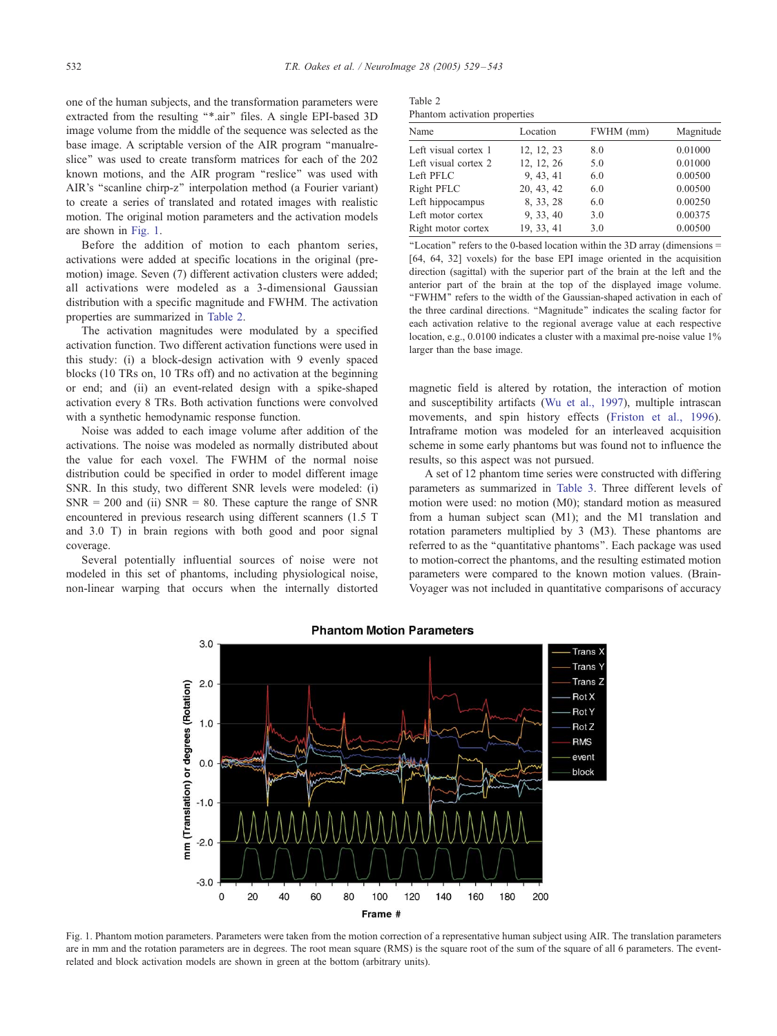one of the human subjects, and the transformation parameters were extracted from the resulting "*.air" files. A single EPI-based 3D image volume from the middle of the sequence was selected as the base image. A scriptable version of the AIR program "manualreslice" was used to create transform matrices for each of the 202 known motions, and the AIR program "reslice" was used with AIR's "scanline chirp-z" interpolation method (a Fourier variant) to create a series of translated and rotated images with realistic motion. The original motion parameters and the activation models are shown in Fig. 1.

Before the addition of motion to each phantom series, activations were added at specific locations in the original (pre-motion) image. Seven (7) different activation clusters were added; all activations were modeled as a 3-dimensional Gaussian distribution with a specific magnitude and FWHM. The activation properties are summarized in Table 2.

The activation magnitudes were modulated by a specified activation function. Two different activation functions were used in this study: (i) a block-design activation with 9 evenly spaced blocks (10 TRs on, 10 TRs off) and no activation at the beginning or end; and (ii) an event-related design with a spike-shaped activation every 8 TRs. Both activation functions were convolved with a synthetic hemodynamic response function.

Noise was added to each image volume after addition of the activations. The noise was modeled as normally distributed about the value for each voxel. The FWHM of the normal noise distribution could be specified in order to model different image SNR. In this study, two different SNR levels were modeled: (i) SNR = 200 and (ii) SNR = 80. These capture the range of SNR encountered in previous research using different scanners (1.5 T and 3.0 T) in brain regions with both good and poor signal coverage.

Several potentially influential sources of noise were not modeled in this set of phantoms, including physiological noise, non-linear warping that occurs when the internally distorted magnetic field is altered by rotation, the interaction of motion and susceptibility artifacts (Wu et al., 1997), multiple intrascan movements, and spin history effects (Friston et al., 1996). Intraframe motion was modeled for an interleaved acquisition scheme in some early phantoms but was found not to influence the results, so this aspect was not pursued.

A set of 12 phantom time series were constructed with differing parameters as summarized in Table 3. Three different levels of motion were used: no motion (M0); standard motion as measured from a human subject scan (M1); and the M1 translation and rotation parameters multiplied by 3 (M3). These phantoms are referred to as the "quantitative phantoms". Each package was used to motion-correct the phantoms, and the resulting estimated motion parameters were compared to the known motion values. (Brain-Voyager was not included in quantitative comparisons of accuracy

Table 2
Phantom activation properties

| Name | Location | FWHM (mm) | Magnitude |
|---|---|---|---|
| Left visual cortex 1 | 12, 12, 23 | 8.0 | 0.01000 |
| Left visual cortex 2 | 12, 12, 26 | 5.0 | 0.01000 |
| Left PFLC | 9, 43, 41 | 6.0 | 0.00500 |
| Right PFLC | 20, 43, 42 | 6.0 | 0.00500 |
| Left hippocampus | 8, 33, 28 | 6.0 | 0.00250 |
| Left motor cortex | 9, 33, 40 | 3.0 | 0.00375 |
| Right motor cortex | 19, 33, 41 | 3.0 | 0.00500 |

"Location" refers to the 0-based location within the 3D array (dimensions = [64, 64, 32] voxels) for the base EPI image oriented in the acquisition direction (sagittal) with the superior part of the brain at the left and the anterior part of the brain at the top of the displayed image volume. "FWHM" refers to the width of the Gaussian-shaped activation in each of the three cardinal directions. "Magnitude" indicates the scaling factor for each activation relative to the regional average value at each respective location, e.g., 0.0100 indicates a cluster with a maximal pre-noise value 1% larger than the base image.

Fig. 1. Phantom motion parameters. Parameters were taken from the motion correction of a representative human subject using AIR. The translation parameters are in mm and the rotation parameters are in degrees. The root mean square (RMS) is the square root of the sum of the square of all 6 parameters. The event-related and block activation models are shown in green at the bottom (arbitrary units).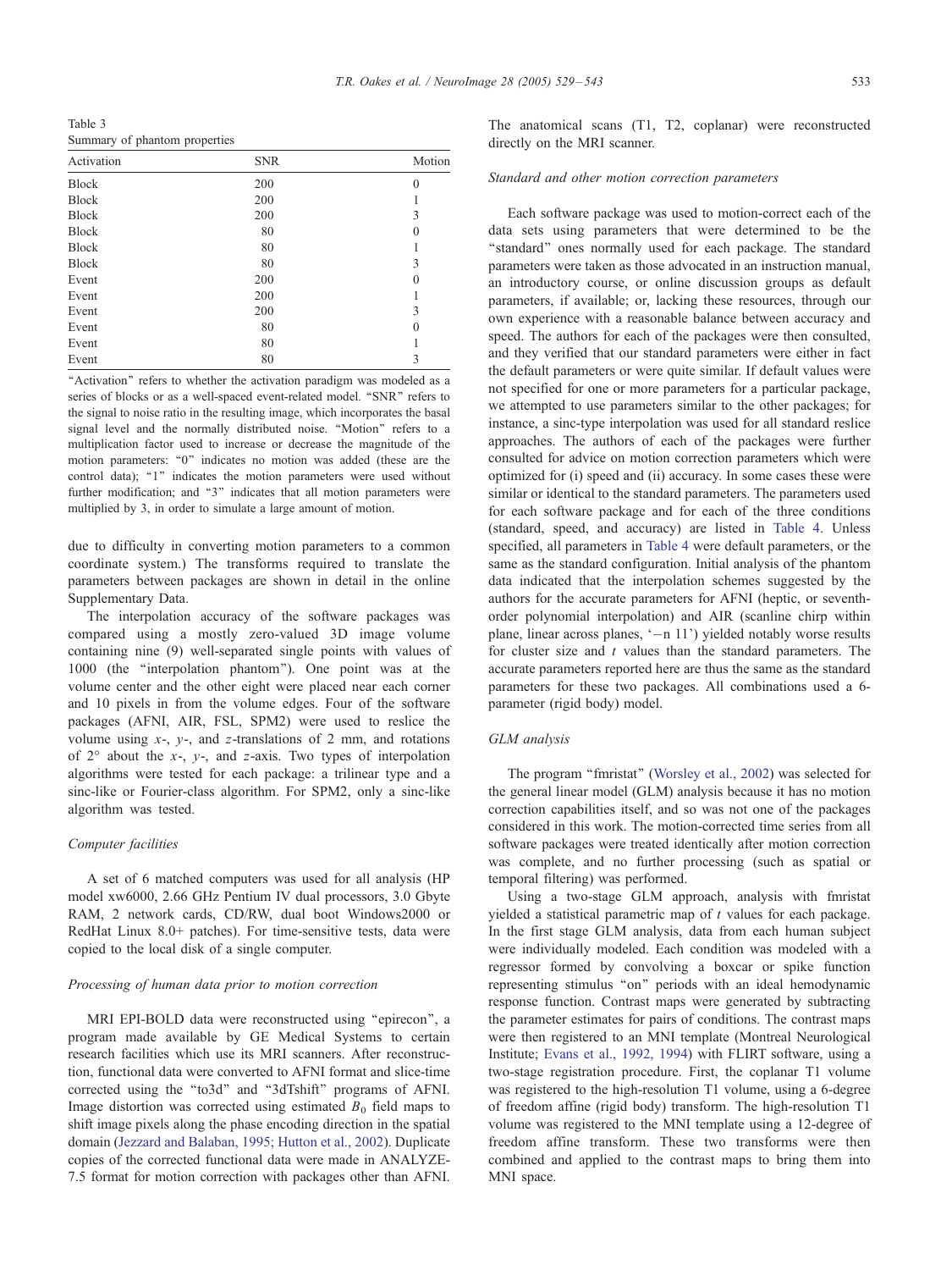Table 3
Summary of phantom properties

| Activation | SNR | Motion |
|---|---|---|
| Block | 200 | 0 |
| Block | 200 | 1 |
| Block | 200 | 3 |
| Block | 80 | 0 |
| Block | 80 | 1 |
| Block | 80 | 3 |
| Event | 200 | 0 |
| Event | 200 | 1 |
| Event | 200 | 3 |
| Event | 80 | 0 |
| Event | 80 | 1 |
| Event | 80 | 3 |

"Activation" refers to whether the activation paradigm was modeled as a series of blocks or as a well-spaced event-related model. "SNR" refers to the signal to noise ratio in the resulting image, which incorporates the basal signal level and the normally distributed noise. "Motion" refers to a multiplication factor used to increase or decrease the magnitude of the motion parameters: "0" indicates no motion was added (these are the control data); "1" indicates the motion parameters were used without further modification; and "3" indicates that all motion parameters were multiplied by 3, in order to simulate a large amount of motion.

due to difficulty in converting motion parameters to a common coordinate system.) The transforms required to translate the parameters between packages are shown in detail in the online Supplementary Data.

The interpolation accuracy of the software packages was compared using a mostly zero-valued 3D image volume containing nine (9) well-separated single points with values of 1000 (the "interpolation phantom"). One point was at the volume center and the other eight were placed near each corner and 10 pixels in from the volume edges. Four of the software packages (AFNI, AIR, FSL, SPM2) were used to reslice the volume using *x*-, *y*-, and *z*-translations of 2 mm, and rotations of 2° about the *x*-, *y*-, and *z*-axis. Two types of interpolation algorithms were tested for each package: a trilinear type and a sinc-like or Fourier-class algorithm. For SPM2, only a sinc-like algorithm was tested.

### *Computer facilities*

A set of 6 matched computers was used for all analysis (HP model xw6000, 2.66 GHz Pentium IV dual processors, 3.0 Gbyte RAM, 2 network cards, CD/RW, dual boot Windows2000 or RedHat Linux 8.0+ patches). For time-sensitive tests, data were copied to the local disk of a single computer.

### *Processing of human data prior to motion correction*

MRI EPI-BOLD data were reconstructed using "epirecon", a program made available by GE Medical Systems to certain research facilities which use its MRI scanners. After reconstruction, functional data were converted to AFNI format and slice-time corrected using the "to3d" and "3dTshift" programs of AFNI. Image distortion was corrected using estimated $B_0$ field maps to shift image pixels along the phase encoding direction in the spatial domain (Jezzard and Balaban, 1995; Hutton et al., 2002). Duplicate copies of the corrected functional data were made in ANALYZE-7.5 format for motion correction with packages other than AFNI. The anatomical scans (T1, T2, coplanar) were reconstructed directly on the MRI scanner.

### *Standard and other motion correction parameters*

Each software package was used to motion-correct each of the data sets using parameters that were determined to be the "standard" ones normally used for each package. The standard parameters were taken as those advocated in an instruction manual, an introductory course, or online discussion groups as default parameters, if available; or, lacking these resources, through our own experience with a reasonable balance between accuracy and speed. The authors for each of the packages were then consulted, and they verified that our standard parameters were either in fact the default parameters or were quite similar. If default values were not specified for one or more parameters for a particular package, we attempted to use parameters similar to the other packages; for instance, a sinc-type interpolation was used for all standard reslice approaches. The authors of each of the packages were further consulted for advice on motion correction parameters which were optimized for (i) speed and (ii) accuracy. In some cases these were similar or identical to the standard parameters. The parameters used for each software package and for each of the three conditions (standard, speed, and accuracy) are listed in Table 4. Unless specified, all parameters in Table 4 were default parameters, or the same as the standard configuration. Initial analysis of the phantom data indicated that the interpolation schemes suggested by the authors for the accurate parameters for AFNI (heptic, or seventh-order polynomial interpolation) and AIR (scanline chirp within plane, linear across planes, '−n 11') yielded notably worse results for cluster size and *t* values than the standard parameters. The accurate parameters reported here are thus the same as the standard parameters for these two packages. All combinations used a 6-parameter (rigid body) model.

### *GLM analysis*

The program "fmristat" (Worsley et al., 2002) was selected for the general linear model (GLM) analysis because it has no motion correction capabilities itself, and so was not one of the packages considered in this work. The motion-corrected time series from all software packages were treated identically after motion correction was complete, and no further processing (such as spatial or temporal filtering) was performed.

Using a two-stage GLM approach, analysis with fmristat yielded a statistical parametric map of *t* values for each package. In the first stage GLM analysis, data from each human subject were individually modeled. Each condition was modeled with a regressor formed by convolving a boxcar or spike function representing stimulus "on" periods with an ideal hemodynamic response function. Contrast maps were generated by subtracting the parameter estimates for pairs of conditions. The contrast maps were then registered to an MNI template (Montreal Neurological Institute; Evans et al., 1992, 1994) with FLIRT software, using a two-stage registration procedure. First, the coplanar T1 volume was registered to the high-resolution T1 volume, using a 6-degree of freedom affine (rigid body) transform. The high-resolution T1 volume was registered to the MNI template using a 12-degree of freedom affine transform. These two transforms were then combined and applied to the contrast maps to bring them into MNI space.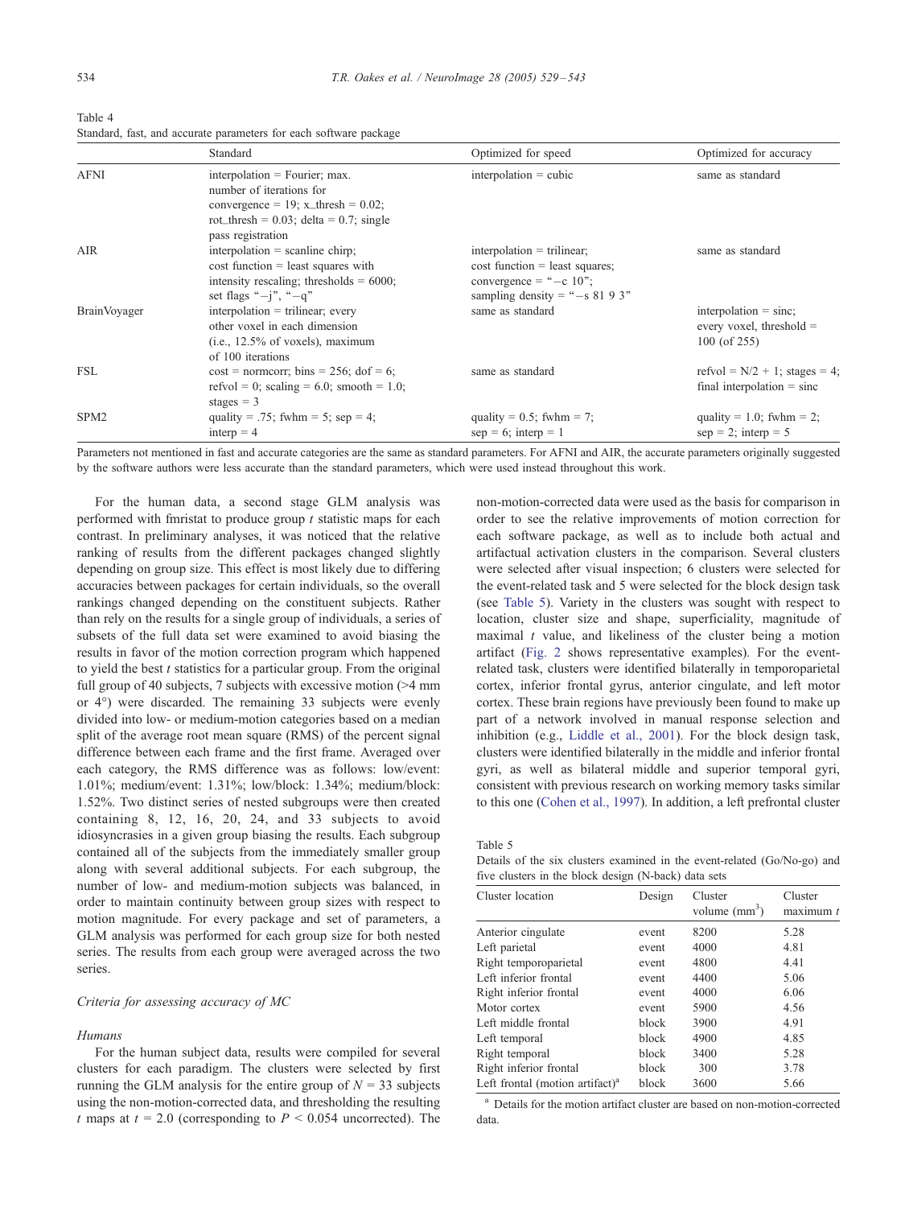Table 4
Standard, fast, and accurate parameters for each software package

| | Standard | Optimized for speed | Optimized for accuracy |
|---|---|---|---|
| AFNI | interpolation = Fourier; max. number of iterations for convergence = 19; x_thresh = 0.02; rot_thresh = 0.03; delta = 0.7; single pass registration | interpolation = cubic | same as standard |
| AIR | interpolation = scanline chirp; cost function = least squares with intensity rescaling; thresholds = 6000; set flags "−j", "−q" | interpolation = trilinear; cost function = least squares; convergence = "−c 10"; sampling density = "−s 81 9 3" | same as standard |
| BrainVoyager | interpolation = trilinear; every other voxel in each dimension (i.e., 12.5% of voxels), maximum of 100 iterations | same as standard | interpolation = sinc; every voxel, threshold = 100 (of 255) |
| FSL | cost = normcorr; bins = 256; dof = 6; refvol = 0; scaling = 6.0; smooth = 1.0; stages = 3 | same as standard | refvol = N/2 + 1; stages = 4; final interpolation = sinc |
| SPM2 | quality = .75; fwhm = 5; sep = 4; interp = 4 | quality = 0.5; fwhm = 7; sep = 6; interp = 1 | quality = 1.0; fwhm = 2; sep = 2; interp = 5 |

Parameters not mentioned in fast and accurate categories are the same as standard parameters. For AFNI and AIR, the accurate parameters originally suggested by the software authors were less accurate than the standard parameters, which were used instead throughout this work.

For the human data, a second stage GLM analysis was performed with fmristat to produce group $t$ statistic maps for each contrast. In preliminary analyses, it was noticed that the relative ranking of results from the different packages changed slightly depending on group size. This effect is most likely due to differing accuracies between packages for certain individuals, so the overall rankings changed depending on the constituent subjects. Rather than rely on the results for a single group of individuals, a series of subsets of the full data set were examined to avoid biasing the results in favor of the motion correction program which happened to yield the best $t$ statistics for a particular group. From the original full group of 40 subjects, 7 subjects with excessive motion (>4 mm or 4°) were discarded. The remaining 33 subjects were evenly divided into low- or medium-motion categories based on a median split of the average root mean square (RMS) of the percent signal difference between each frame and the first frame. Averaged over each category, the RMS difference was as follows: low/event: 1.01%; medium/event: 1.31%; low/block: 1.34%; medium/block: 1.52%. Two distinct series of nested subgroups were then created containing 8, 12, 16, 20, 24, and 33 subjects to avoid idiosyncrasies in a given group biasing the results. Each subgroup contained all of the subjects from the immediately smaller group along with several additional subjects. For each subgroup, the number of low- and medium-motion subjects was balanced, in order to maintain continuity between group sizes with respect to motion magnitude. For every package and set of parameters, a GLM analysis was performed for each group size for both nested series. The results from each group were averaged across the two series.

### *Criteria for assessing accuracy of MC*

#### *Humans*

For the human subject data, results were compiled for several clusters for each paradigm. The clusters were selected by first running the GLM analysis for the entire group of $N = 33$ subjects using the non-motion-corrected data, and thresholding the resulting $t$ maps at $t = 2.0$ (corresponding to $P < 0.054$ uncorrected). The non-motion-corrected data were used as the basis for comparison in order to see the relative improvements of motion correction for each software package, as well as to include both actual and artifactual activation clusters in the comparison. Several clusters were selected after visual inspection; 6 clusters were selected for the event-related task and 5 were selected for the block design task (see Table 5). Variety in the clusters was sought with respect to location, cluster size and shape, superficiality, magnitude of maximal $t$ value, and likeliness of the cluster being a motion artifact (Fig. 2 shows representative examples). For the event-related task, clusters were identified bilaterally in temporoparietal cortex, inferior frontal gyrus, anterior cingulate, and left motor cortex. These brain regions have previously been found to make up part of a network involved in manual response selection and inhibition (e.g., Liddle et al., 2001). For the block design task, clusters were identified bilaterally in the middle and inferior frontal gyri, as well as bilateral middle and superior temporal gyri, consistent with previous research on working memory tasks similar to this one (Cohen et al., 1997). In addition, a left prefrontal cluster

Table 5
Details of the six clusters examined in the event-related (Go/No-go) and five clusters in the block design (N-back) data sets

| Cluster location | Design | Cluster volume (mm$^3$) | Cluster maximum $t$ |
|---|---|---|---|
| Anterior cingulate | event | 8200 | 5.28 |
| Left parietal | event | 4000 | 4.81 |
| Right temporoparietal | event | 4800 | 4.41 |
| Left inferior frontal | event | 4400 | 5.06 |
| Right inferior frontal | event | 4000 | 6.06 |
| Motor cortex | event | 5900 | 4.56 |
| Left middle frontal | block | 3900 | 4.91 |
| Left temporal | block | 4900 | 4.85 |
| Right temporal | block | 3400 | 5.28 |
| Right inferior frontal | block | 300 | 3.78 |
| Left frontal (motion artifact)[a] | block | 3600 | 5.66 |

[a] Details for the motion artifact cluster are based on non-motion-corrected data.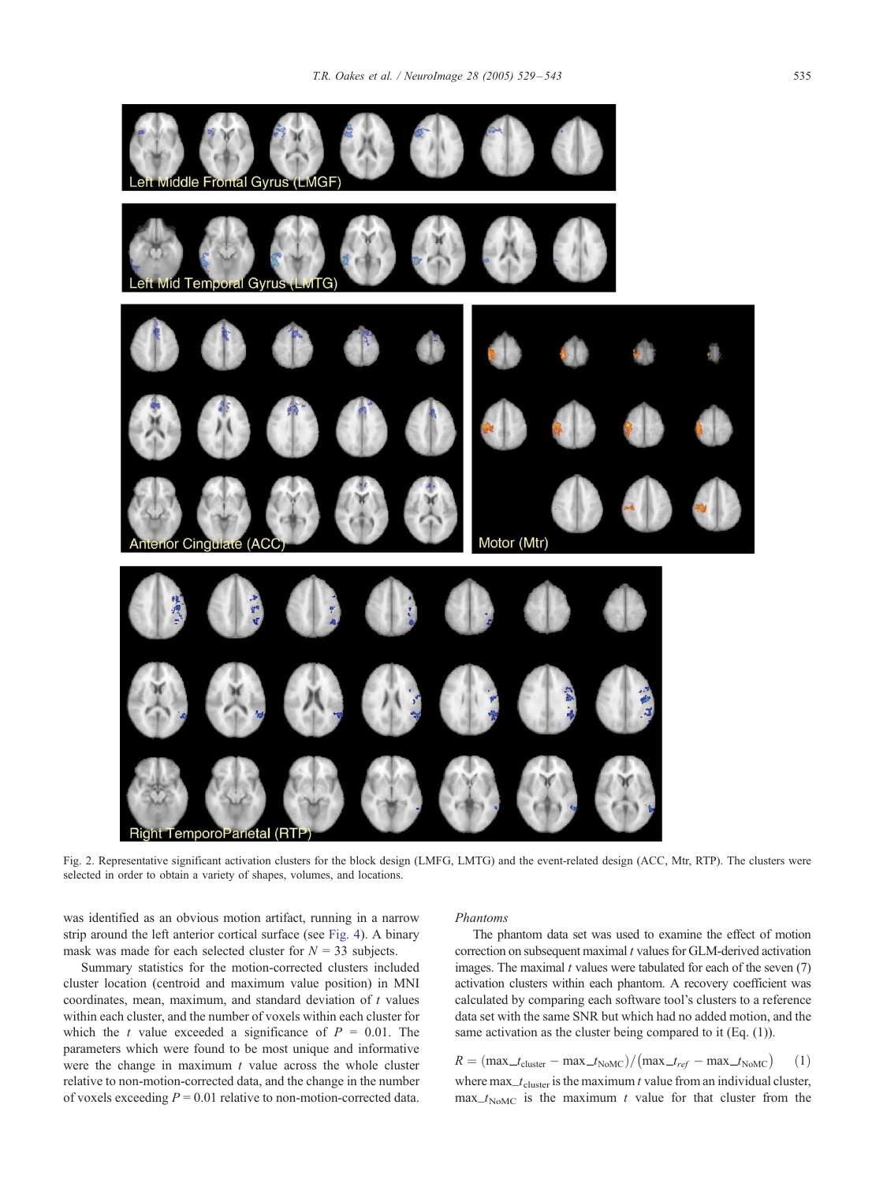Fig. 2. Representative significant activation clusters for the block design (LMFG, LMTG) and the event-related design (ACC, Mtr, RTP). The clusters were selected in order to obtain a variety of shapes, volumes, and locations.

was identified as an obvious motion artifact, running in a narrow strip around the left anterior cortical surface (see Fig. 4). A binary mask was made for each selected cluster for $N = 33$ subjects.

Summary statistics for the motion-corrected clusters included cluster location (centroid and maximum value position) in MNI coordinates, mean, maximum, and standard deviation of $t$ values within each cluster, and the number of voxels within each cluster for which the $t$ value exceeded a significance of $P = 0.01$. The parameters which were found to be most unique and informative were the change in maximum $t$ value across the whole cluster relative to non-motion-corrected data, and the change in the number of voxels exceeding $P = 0.01$ relative to non-motion-corrected data.

### Phantoms

The phantom data set was used to examine the effect of motion correction on subsequent maximal $t$ values for GLM-derived activation images. The maximal $t$ values were tabulated for each of the seven (7) activation clusters within each phantom. A recovery coefficient was calculated by comparing each software tool's clusters to a reference data set with the same SNR but which had no added motion, and the same activation as the cluster being compared to it (Eq. (1)).

$$R = (\max\_t_{\text{cluster}} - \max\_t_{\text{NoMC}}) / (\max\_t_{ref} - \max\_t_{\text{NoMC}}) \quad (1)$$

where $\max\_t_{\text{cluster}}$ is the maximum $t$ value from an individual cluster, $\max\_t_{\text{NoMC}}$ is the maximum $t$ value for that cluster from the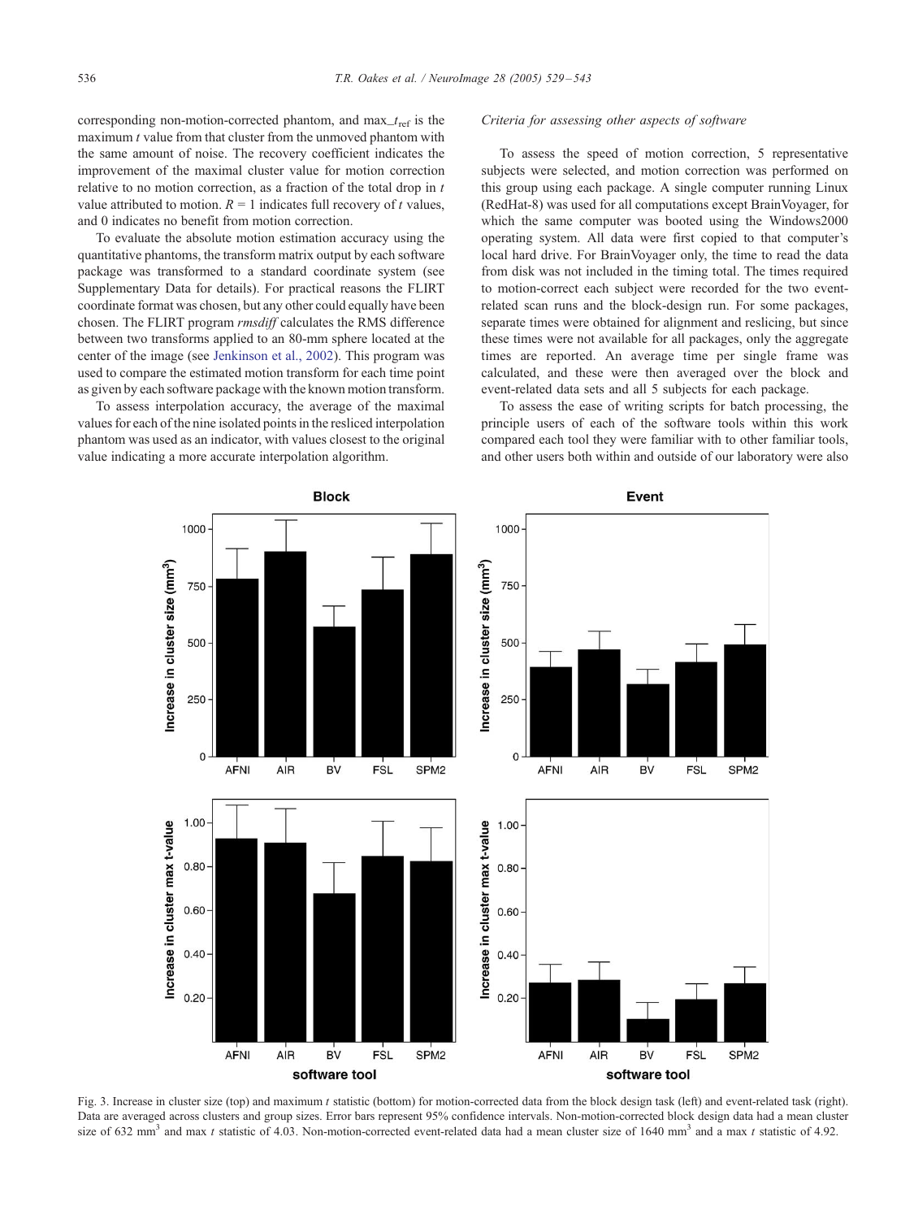corresponding non-motion-corrected phantom, and $\max\_t_{\text{ref}}$ is the maximum $t$ value from that cluster from the unmoved phantom with the same amount of noise. The recovery coefficient indicates the improvement of the maximal cluster value for motion correction relative to no motion correction, as a fraction of the total drop in $t$ value attributed to motion. $R = 1$ indicates full recovery of $t$ values, and 0 indicates no benefit from motion correction.

To evaluate the absolute motion estimation accuracy using the quantitative phantoms, the transform matrix output by each software package was transformed to a standard coordinate system (see Supplementary Data for details). For practical reasons the FLIRT coordinate format was chosen, but any other could equally have been chosen. The FLIRT program *rmsdiff* calculates the RMS difference between two transforms applied to an 80-mm sphere located at the center of the image (see Jenkinson et al., 2002). This program was used to compare the estimated motion transform for each time point as given by each software package with the known motion transform.

To assess interpolation accuracy, the average of the maximal values for each of the nine isolated points in the resliced interpolation phantom was used as an indicator, with values closest to the original value indicating a more accurate interpolation algorithm.

*Criteria for assessing other aspects of software*

To assess the speed of motion correction, 5 representative subjects were selected, and motion correction was performed on this group using each package. A single computer running Linux (RedHat-8) was used for all computations except BrainVoyager, for which the same computer was booted using the Windows2000 operating system. All data were first copied to that computer's local hard drive. For BrainVoyager only, the time to read the data from disk was not included in the timing total. The times required to motion-correct each subject were recorded for the two event-related scan runs and the block-design run. For some packages, separate times were obtained for alignment and reslicing, but since these times were not available for all packages, only the aggregate times are reported. An average time per single frame was calculated, and these were then averaged over the block and event-related data sets and all 5 subjects for each package.

To assess the ease of writing scripts for batch processing, the principle users of each of the software tools within this work compared each tool they were familiar with to other familiar tools, and other users both within and outside of our laboratory were also

Fig. 3. Increase in cluster size (top) and maximum $t$ statistic (bottom) for motion-corrected data from the block design task (left) and event-related task (right). Data are averaged across clusters and group sizes. Error bars represent 95% confidence intervals. Non-motion-corrected block design data had a mean cluster size of 632 mm$^3$ and max $t$ statistic of 4.03. Non-motion-corrected event-related data had a mean cluster size of 1640 mm$^3$ and a max $t$ statistic of 4.92.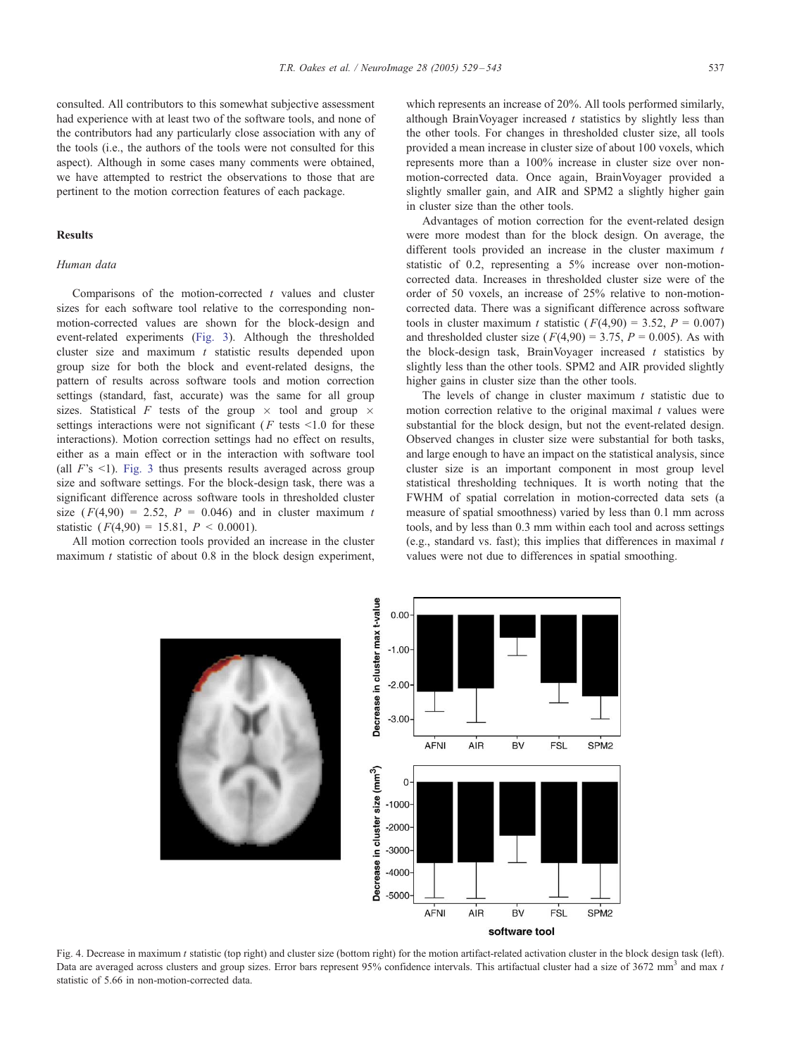consulted. All contributors to this somewhat subjective assessment had experience with at least two of the software tools, and none of the contributors had any particularly close association with any of the tools (i.e., the authors of the tools were not consulted for this aspect). Although in some cases many comments were obtained, we have attempted to restrict the observations to those that are pertinent to the motion correction features of each package.

## Results

### Human data

Comparisons of the motion-corrected $t$ values and cluster sizes for each software tool relative to the corresponding non-motion-corrected values are shown for the block-design and event-related experiments (Fig. 3). Although the thresholded cluster size and maximum $t$ statistic results depended upon group size for both the block and event-related designs, the pattern of results across software tools and motion correction settings (standard, fast, accurate) was the same for all group sizes. Statistical $F$ tests of the group × tool and group × settings interactions were not significant ($F$ tests <1.0 for these interactions). Motion correction settings had no effect on results, either as a main effect or in the interaction with software tool (all $F$'s <1). Fig. 3 thus presents results averaged across group size and software settings. For the block-design task, there was a significant difference across software tools in thresholded cluster size ($F(4,90) = 2.52$, $P = 0.046$) and in cluster maximum $t$ statistic ($F(4,90) = 15.81$, $P < 0.0001$).

All motion correction tools provided an increase in the cluster maximum $t$ statistic of about 0.8 in the block design experiment, which represents an increase of 20%. All tools performed similarly, although BrainVoyager increased $t$ statistics by slightly less than the other tools. For changes in thresholded cluster size, all tools provided a mean increase in cluster size of about 100 voxels, which represents more than a 100% increase in cluster size over non-motion-corrected data. Once again, BrainVoyager provided a slightly smaller gain, and AIR and SPM2 a slightly higher gain in cluster size than the other tools.

Advantages of motion correction for the event-related design were more modest than for the block design. On average, the different tools provided an increase in the cluster maximum $t$ statistic of 0.2, representing a 5% increase over non-motion-corrected data. Increases in thresholded cluster size were of the order of 50 voxels, an increase of 25% relative to non-motion-corrected data. There was a significant difference across software tools in cluster maximum $t$ statistic ($F(4,90) = 3.52$, $P = 0.007$) and thresholded cluster size ($F(4,90) = 3.75$, $P = 0.005$). As with the block-design task, BrainVoyager increased $t$ statistics by slightly less than the other tools. SPM2 and AIR provided slightly higher gains in cluster size than the other tools.

The levels of change in cluster maximum $t$ statistic due to motion correction relative to the original maximal $t$ values were substantial for the block design, but not the event-related design. Observed changes in cluster size were substantial for both tasks, and large enough to have an impact on the statistical analysis, since cluster size is an important component in most group level statistical thresholding techniques. It is worth noting that the FWHM of spatial correlation in motion-corrected data sets (a measure of spatial smoothness) varied by less than 0.1 mm across tools, and by less than 0.3 mm within each tool and across settings (e.g., standard vs. fast); this implies that differences in maximal $t$ values were not due to differences in spatial smoothing.

Fig. 4. Decrease in maximum $t$ statistic (top right) and cluster size (bottom right) for the motion artifact-related activation cluster in the block design task (left). Data are averaged across clusters and group sizes. Error bars represent 95% confidence intervals. This artifactual cluster had a size of 3672 mm$^3$ and max $t$ statistic of 5.66 in non-motion-corrected data.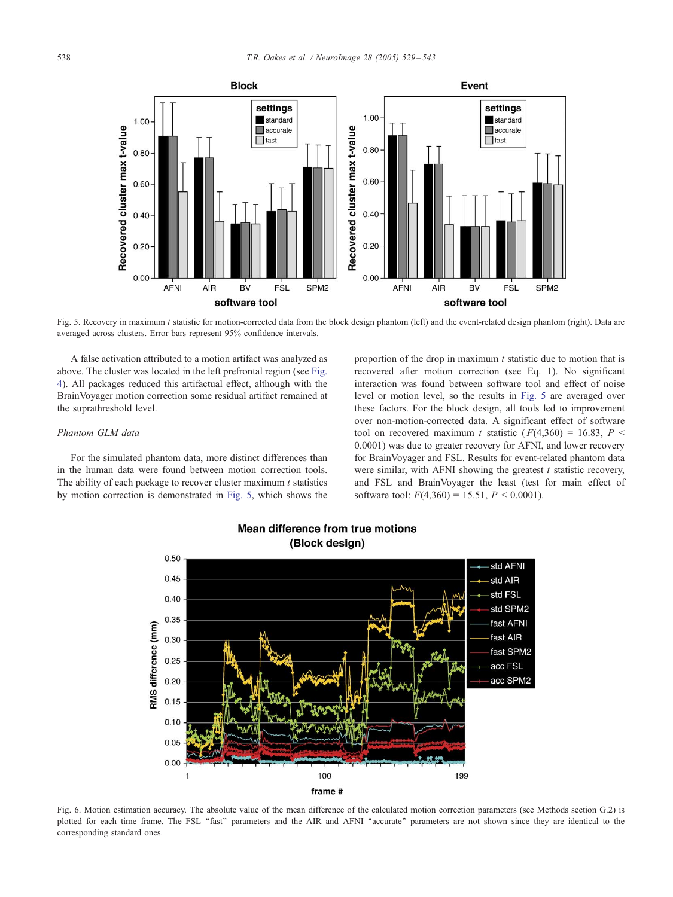Fig. 5. Recovery in maximum $t$ statistic for motion-corrected data from the block design phantom (left) and the event-related design phantom (right). Data are averaged across clusters. Error bars represent 95% confidence intervals.

A false activation attributed to a motion artifact was analyzed as above. The cluster was located in the left prefrontal region (see Fig. 4). All packages reduced this artifactual effect, although with the BrainVoyager motion correction some residual artifact remained at the suprathreshold level.

*Phantom GLM data*

For the simulated phantom data, more distinct differences than in the human data were found between motion correction tools. The ability of each package to recover cluster maximum $t$ statistics by motion correction is demonstrated in Fig. 5, which shows the proportion of the drop in maximum $t$ statistic due to motion that is recovered after motion correction (see Eq. 1). No significant interaction was found between software tool and effect of noise level or motion level, so the results in Fig. 5 are averaged over these factors. For the block design, all tools led to improvement over non-motion-corrected data. A significant effect of software tool on recovered maximum $t$ statistic ($F(4,360) = 16.83$, $P < 0.0001$) was due to greater recovery for AFNI, and lower recovery for BrainVoyager and FSL. Results for event-related phantom data were similar, with AFNI showing the greatest $t$ statistic recovery, and FSL and BrainVoyager the least (test for main effect of software tool: $F(4,360) = 15.51$, $P < 0.0001$).

Fig. 6. Motion estimation accuracy. The absolute value of the mean difference of the calculated motion correction parameters (see Methods section G.2) is plotted for each time frame. The FSL "fast" parameters and the AIR and AFNI "accurate" parameters are not shown since they are identical to the corresponding standard ones.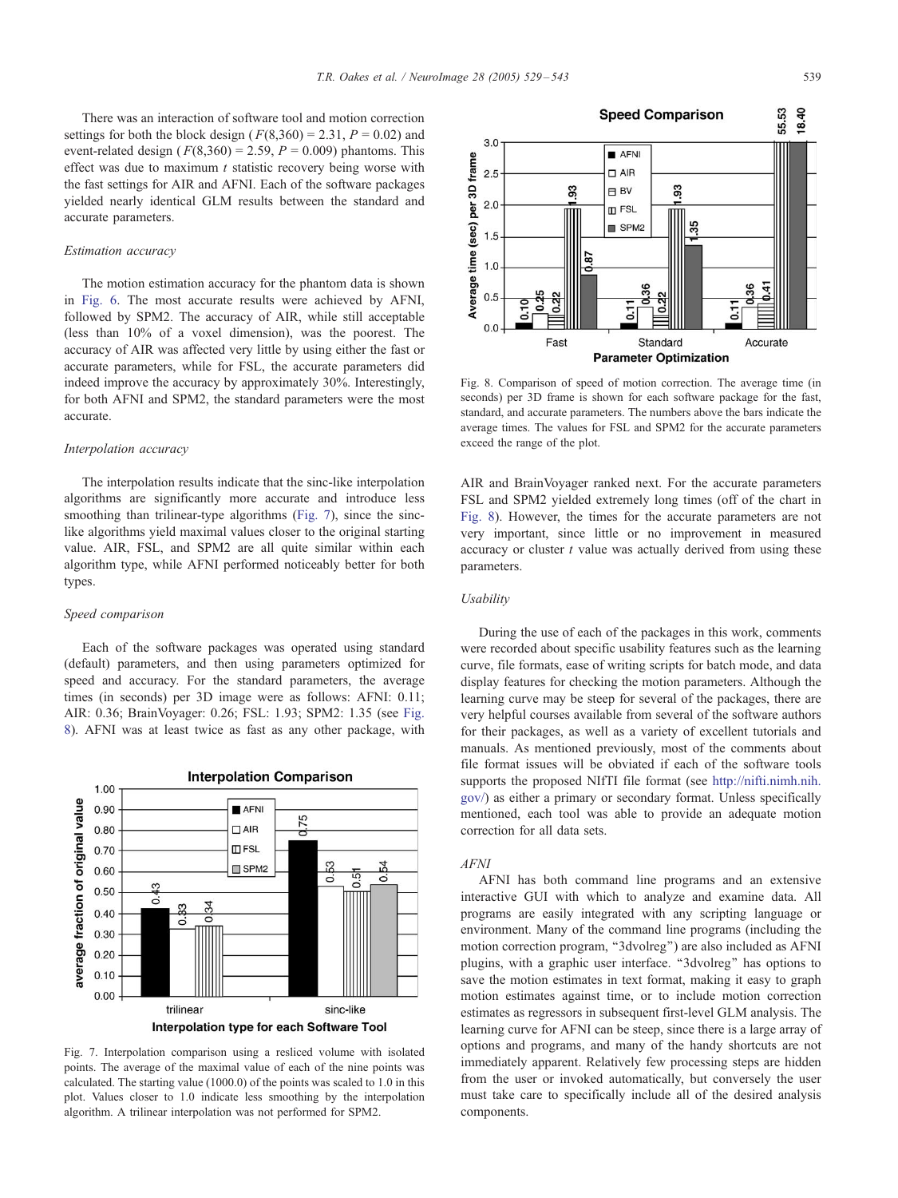There was an interaction of software tool and motion correction settings for both the block design ($F(8,360) = 2.31$, $P = 0.02$) and event-related design ($F(8,360) = 2.59$, $P = 0.009$) phantoms. This effect was due to maximum $t$ statistic recovery being worse with the fast settings for AIR and AFNI. Each of the software packages yielded nearly identical GLM results between the standard and accurate parameters.

### Estimation accuracy

The motion estimation accuracy for the phantom data is shown in Fig. 6. The most accurate results were achieved by AFNI, followed by SPM2. The accuracy of AIR, while still acceptable (less than 10% of a voxel dimension), was the poorest. The accuracy of AIR was affected very little by using either the fast or accurate parameters, while for FSL, the accurate parameters did indeed improve the accuracy by approximately 30%. Interestingly, for both AFNI and SPM2, the standard parameters were the most accurate.

### Interpolation accuracy

The interpolation results indicate that the sinc-like interpolation algorithms are significantly more accurate and introduce less smoothing than trilinear-type algorithms (Fig. 7), since the sinc-like algorithms yield maximal values closer to the original starting value. AIR, FSL, and SPM2 are all quite similar within each algorithm type, while AFNI performed noticeably better for both types.

### Speed comparison

Each of the software packages was operated using standard (default) parameters, and then using parameters optimized for speed and accuracy. For the standard parameters, the average times (in seconds) per 3D image were as follows: AFNI: 0.11; AIR: 0.36; BrainVoyager: 0.26; FSL: 1.93; SPM2: 1.35 (see Fig. 8). AFNI was at least twice as fast as any other package, with AIR and BrainVoyager ranked next. For the accurate parameters FSL and SPM2 yielded extremely long times (off of the chart in Fig. 8). However, the times for the accurate parameters are not very important, since little or no improvement in measured accuracy or cluster $t$ value was actually derived from using these parameters.

Fig. 7. Interpolation comparison using a resliced volume with isolated points. The average of the maximal value of each of the nine points was calculated. The starting value (1000.0) of the points was scaled to 1.0 in this plot. Values closer to 1.0 indicate less smoothing by the interpolation algorithm. A trilinear interpolation was not performed for SPM2.

Fig. 8. Comparison of speed of motion correction. The average time (in seconds) per 3D frame is shown for each software package for the fast, standard, and accurate parameters. The numbers above the bars indicate the average times. The values for FSL and SPM2 for the accurate parameters exceed the range of the plot.

### Usability

During the use of each of the packages in this work, comments were recorded about specific usability features such as the learning curve, file formats, ease of writing scripts for batch mode, and data display features for checking the motion parameters. Although the learning curve may be steep for several of the packages, there are very helpful courses available from several of the software authors for their packages, as well as a variety of excellent tutorials and manuals. As mentioned previously, most of the comments about file format issues will be obviated if each of the software tools supports the proposed NIfTI file format (see http://nifti.nimh.nih.gov/) as either a primary or secondary format. Unless specifically mentioned, each tool was able to provide an adequate motion correction for all data sets.

#### *AFNI*

AFNI has both command line programs and an extensive interactive GUI with which to analyze and examine data. All programs are easily integrated with any scripting language or environment. Many of the command line programs (including the motion correction program, "3dvolreg") are also included as AFNI plugins, with a graphic user interface. "3dvolreg" has options to save the motion estimates in text format, making it easy to graph motion estimates against time, or to include motion correction estimates as regressors in subsequent first-level GLM analysis. The learning curve for AFNI can be steep, since there is a large array of options and programs, and many of the handy shortcuts are not immediately apparent. Relatively few processing steps are hidden from the user or invoked automatically, but conversely the user must take care to specifically include all of the desired analysis components.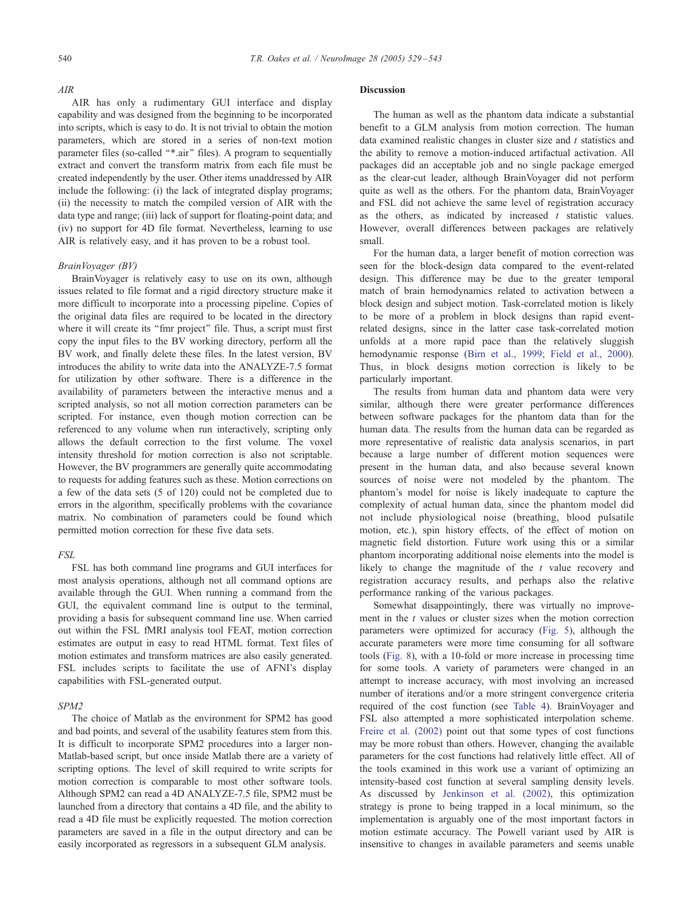### *AIR*

AIR has only a rudimentary GUI interface and display capability and was designed from the beginning to be incorporated into scripts, which is easy to do. It is not trivial to obtain the motion parameters, which are stored in a series of non-text motion parameter files (so-called "*.air" files). A program to sequentially extract and convert the transform matrix from each file must be created independently by the user. Other items unaddressed by AIR include the following: (i) the lack of integrated display programs; (ii) the necessity to match the compiled version of AIR with the data type and range; (iii) lack of support for floating-point data; and (iv) no support for 4D file format. Nevertheless, learning to use AIR is relatively easy, and it has proven to be a robust tool.

### *BrainVoyager (BV)*

BrainVoyager is relatively easy to use on its own, although issues related to file format and a rigid directory structure make it more difficult to incorporate into a processing pipeline. Copies of the original data files are required to be located in the directory where it will create its "fmr project" file. Thus, a script must first copy the input files to the BV working directory, perform all the BV work, and finally delete these files. In the latest version, BV introduces the ability to write data into the ANALYZE-7.5 format for utilization by other software. There is a difference in the availability of parameters between the interactive menus and a scripted analysis, so not all motion correction parameters can be scripted. For instance, even though motion correction can be referenced to any volume when run interactively, scripting only allows the default correction to the first volume. The voxel intensity threshold for motion correction is also not scriptable. However, the BV programmers are generally quite accommodating to requests for adding features such as these. Motion corrections on a few of the data sets (5 of 120) could not be completed due to errors in the algorithm, specifically problems with the covariance matrix. No combination of parameters could be found which permitted motion correction for these five data sets.

### *FSL*

FSL has both command line programs and GUI interfaces for most analysis operations, although not all command options are available through the GUI. When running a command from the GUI, the equivalent command line is output to the terminal, providing a basis for subsequent command line use. When carried out within the FSL fMRI analysis tool FEAT, motion correction estimates are output in easy to read HTML format. Text files of motion estimates and transform matrices are also easily generated. FSL includes scripts to facilitate the use of AFNI's display capabilities with FSL-generated output.

### *SPM2*

The choice of Matlab as the environment for SPM2 has good and bad points, and several of the usability features stem from this. It is difficult to incorporate SPM2 procedures into a larger non-Matlab-based script, but once inside Matlab there are a variety of scripting options. The level of skill required to write scripts for motion correction is comparable to most other software tools. Although SPM2 can read a 4D ANALYZE-7.5 file, SPM2 must be launched from a directory that contains a 4D file, and the ability to read a 4D file must be explicitly requested. The motion correction parameters are saved in a file in the output directory and can be easily incorporated as regressors in a subsequent GLM analysis.

## Discussion

The human as well as the phantom data indicate a substantial benefit to a GLM analysis from motion correction. The human data examined realistic changes in cluster size and *t* statistics and the ability to remove a motion-induced artifactual activation. All packages did an acceptable job and no single package emerged as the clear-cut leader, although BrainVoyager did not perform quite as well as the others. For the phantom data, BrainVoyager and FSL did not achieve the same level of registration accuracy as the others, as indicated by increased *t* statistic values. However, overall differences between packages are relatively small.

For the human data, a larger benefit of motion correction was seen for the block-design data compared to the event-related design. This difference may be due to the greater temporal match of brain hemodynamics related to activation between a block design and subject motion. Task-correlated motion is likely to be more of a problem in block designs than rapid event-related designs, since in the latter case task-correlated motion unfolds at a more rapid pace than the relatively sluggish hemodynamic response (Birn et al., 1999; Field et al., 2000). Thus, in block designs motion correction is likely to be particularly important.

The results from human data and phantom data were very similar, although there were greater performance differences between software packages for the phantom data than for the human data. The results from the human data can be regarded as more representative of realistic data analysis scenarios, in part because a large number of different motion sequences were present in the human data, and also because several known sources of noise were not modeled by the phantom. The phantom's model for noise is likely inadequate to capture the complexity of actual human data, since the phantom model did not include physiological noise (breathing, blood pulsatile motion, etc.), spin history effects, of the effect of motion on magnetic field distortion. Future work using this or a similar phantom incorporating additional noise elements into the model is likely to change the magnitude of the *t* value recovery and registration accuracy results, and perhaps also the relative performance ranking of the various packages.

Somewhat disappointingly, there was virtually no improvement in the *t* values or cluster sizes when the motion correction parameters were optimized for accuracy (Fig. 5), although the accurate parameters were more time consuming for all software tools (Fig. 8), with a 10-fold or more increase in processing time for some tools. A variety of parameters were changed in an attempt to increase accuracy, with most involving an increased number of iterations and/or a more stringent convergence criteria required of the cost function (see Table 4). BrainVoyager and FSL also attempted a more sophisticated interpolation scheme. Freire et al. (2002) point out that some types of cost functions may be more robust than others. However, changing the available parameters for the cost functions had relatively little effect. All of the tools examined in this work use a variant of optimizing an intensity-based cost function at several sampling density levels. As discussed by Jenkinson et al. (2002), this optimization strategy is prone to being trapped in a local minimum, so the implementation is arguably one of the most important factors in motion estimate accuracy. The Powell variant used by AIR is insensitive to changes in available parameters and seems unable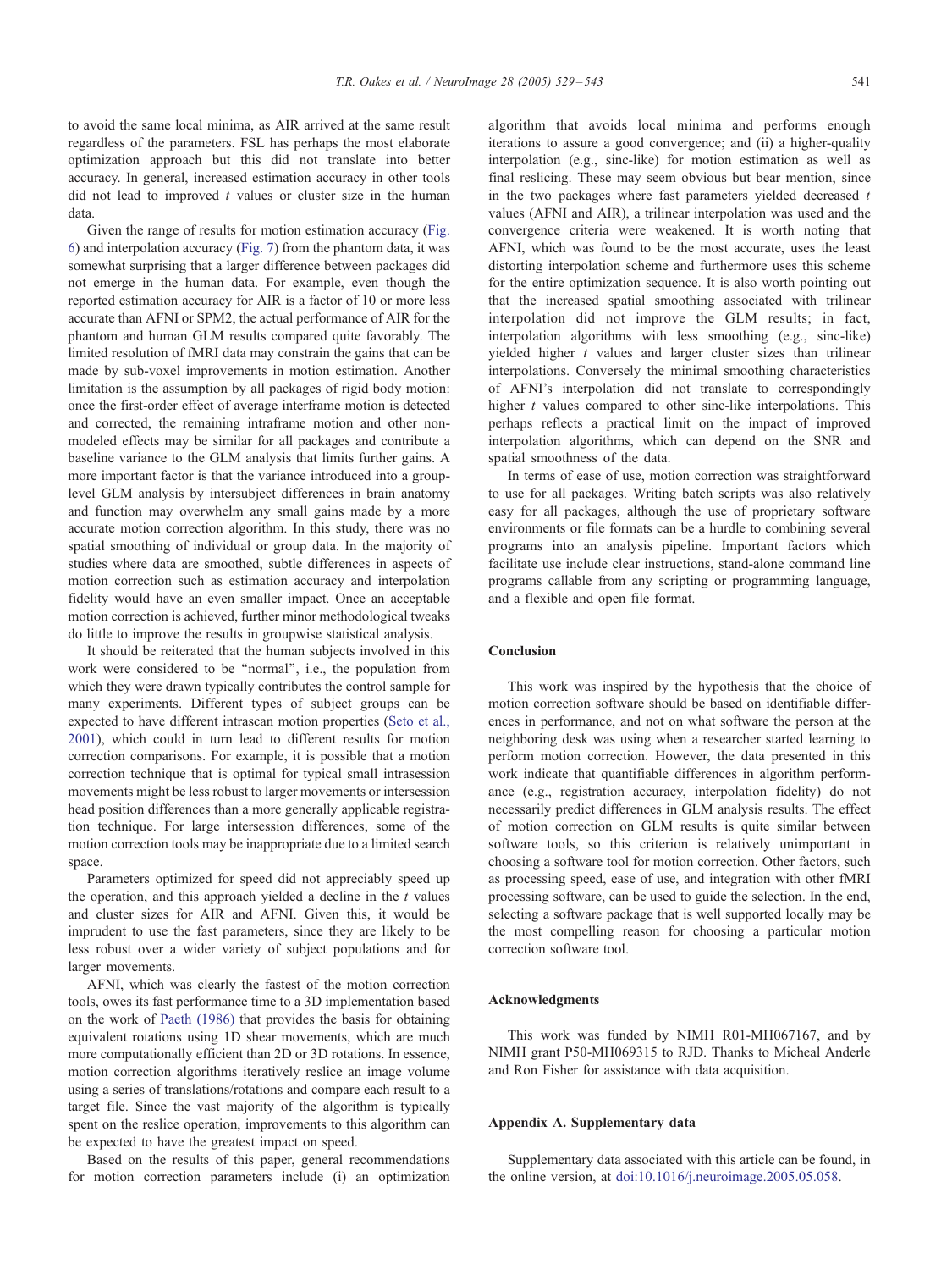to avoid the same local minima, as AIR arrived at the same result regardless of the parameters. FSL has perhaps the most elaborate optimization approach but this did not translate into better accuracy. In general, increased estimation accuracy in other tools did not lead to improved $t$ values or cluster size in the human data.

Given the range of results for motion estimation accuracy (Fig. 6) and interpolation accuracy (Fig. 7) from the phantom data, it was somewhat surprising that a larger difference between packages did not emerge in the human data. For example, even though the reported estimation accuracy for AIR is a factor of 10 or more less accurate than AFNI or SPM2, the actual performance of AIR for the phantom and human GLM results compared quite favorably. The limited resolution of fMRI data may constrain the gains that can be made by sub-voxel improvements in motion estimation. Another limitation is the assumption by all packages of rigid body motion: once the first-order effect of average interframe motion is detected and corrected, the remaining intraframe motion and other non-modeled effects may be similar for all packages and contribute a baseline variance to the GLM analysis that limits further gains. A more important factor is that the variance introduced into a group-level GLM analysis by intersubject differences in brain anatomy and function may overwhelm any small gains made by a more accurate motion correction algorithm. In this study, there was no spatial smoothing of individual or group data. In the majority of studies where data are smoothed, subtle differences in aspects of motion correction such as estimation accuracy and interpolation fidelity would have an even smaller impact. Once an acceptable motion correction is achieved, further minor methodological tweaks do little to improve the results in groupwise statistical analysis.

It should be reiterated that the human subjects involved in this work were considered to be "normal", i.e., the population from which they were drawn typically contributes the control sample for many experiments. Different types of subject groups can be expected to have different intrascan motion properties (Seto et al., 2001), which could in turn lead to different results for motion correction comparisons. For example, it is possible that a motion correction technique that is optimal for typical small intrasession movements might be less robust to larger movements or intersession head position differences than a more generally applicable registration technique. For large intersession differences, some of the motion correction tools may be inappropriate due to a limited search space.

Parameters optimized for speed did not appreciably speed up the operation, and this approach yielded a decline in the $t$ values and cluster sizes for AIR and AFNI. Given this, it would be imprudent to use the fast parameters, since they are likely to be less robust over a wider variety of subject populations and for larger movements.

AFNI, which was clearly the fastest of the motion correction tools, owes its fast performance time to a 3D implementation based on the work of Paeth (1986) that provides the basis for obtaining equivalent rotations using 1D shear movements, which are much more computationally efficient than 2D or 3D rotations. In essence, motion correction algorithms iteratively reslice an image volume using a series of translations/rotations and compare each result to a target file. Since the vast majority of the algorithm is typically spent on the reslice operation, improvements to this algorithm can be expected to have the greatest impact on speed.

Based on the results of this paper, general recommendations for motion correction parameters include (i) an optimization algorithm that avoids local minima and performs enough iterations to assure a good convergence; and (ii) a higher-quality interpolation (e.g., sinc-like) for motion estimation as well as final reslicing. These may seem obvious but bear mention, since in the two packages where fast parameters yielded decreased $t$ values (AFNI and AIR), a trilinear interpolation was used and the convergence criteria were weakened. It is worth noting that AFNI, which was found to be the most accurate, uses the least distorting interpolation scheme and furthermore uses this scheme for the entire optimization sequence. It is also worth pointing out that the increased spatial smoothing associated with trilinear interpolation did not improve the GLM results; in fact, interpolation algorithms with less smoothing (e.g., sinc-like) yielded higher $t$ values and larger cluster sizes than trilinear interpolations. Conversely the minimal smoothing characteristics of AFNI's interpolation did not translate to correspondingly higher $t$ values compared to other sinc-like interpolations. This perhaps reflects a practical limit on the impact of improved interpolation algorithms, which can depend on the SNR and spatial smoothness of the data.

In terms of ease of use, motion correction was straightforward to use for all packages. Writing batch scripts was also relatively easy for all packages, although the use of proprietary software environments or file formats can be a hurdle to combining several programs into an analysis pipeline. Important factors which facilitate use include clear instructions, stand-alone command line programs callable from any scripting or programming language, and a flexible and open file format.

## Conclusion

This work was inspired by the hypothesis that the choice of motion correction software should be based on identifiable differences in performance, and not on what software the person at the neighboring desk was using when a researcher started learning to perform motion correction. However, the data presented in this work indicate that quantifiable differences in algorithm performance (e.g., registration accuracy, interpolation fidelity) do not necessarily predict differences in GLM analysis results. The effect of motion correction on GLM results is quite similar between software tools, so this criterion is relatively unimportant in choosing a software tool for motion correction. Other factors, such as processing speed, ease of use, and integration with other fMRI processing software, can be used to guide the selection. In the end, selecting a software package that is well supported locally may be the most compelling reason for choosing a particular motion correction software tool.

## Acknowledgments

This work was funded by NIMH R01-MH067167, and by NIMH grant P50-MH069315 to RJD. Thanks to Micheal Anderle and Ron Fisher for assistance with data acquisition.

## Appendix A. Supplementary data

Supplementary data associated with this article can be found, in the online version, at doi:10.1016/j.neuroimage.2005.05.058.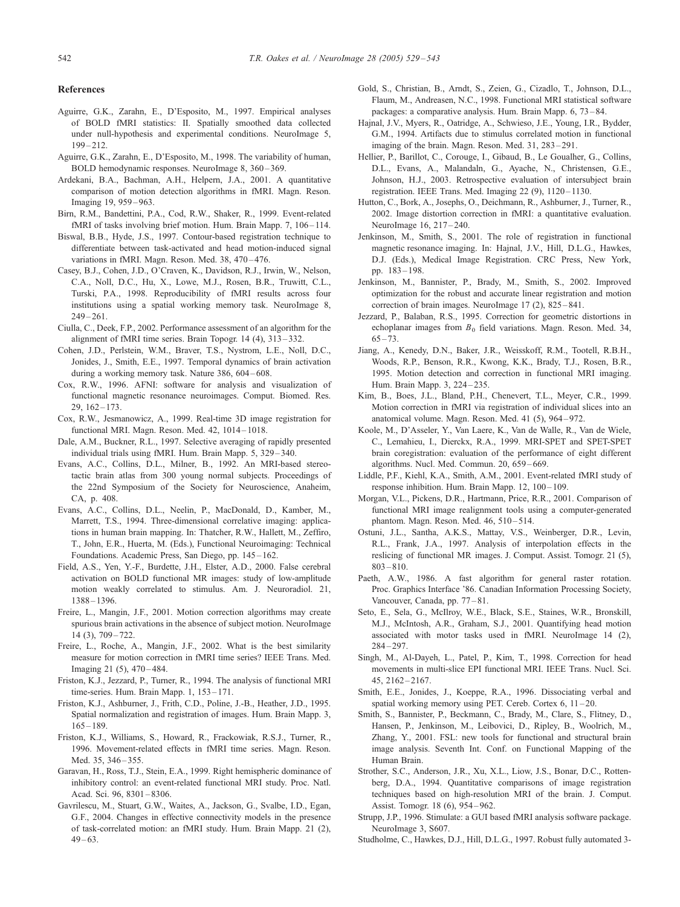## References

Aguirre, G.K., Zarahn, E., D'Esposito, M., 1997. Empirical analyses of BOLD fMRI statistics: II. Spatially smoothed data collected under null-hypothesis and experimental conditions. NeuroImage 5, 199–212.

Aguirre, G.K., Zarahn, E., D'Esposito, M., 1998. The variability of human, BOLD hemodynamic responses. NeuroImage 8, 360–369.

Ardekani, B.A., Bachman, A.H., Helpern, J.A., 2001. A quantitative comparison of motion detection algorithms in fMRI. Magn. Reson. Imaging 19, 959–963.

Birn, R.M., Bandettini, P.A., Cod, R.W., Shaker, R., 1999. Event-related fMRI of tasks involving brief motion. Hum. Brain Mapp. 7, 106–114.

Biswal, B.B., Hyde, J.S., 1997. Contour-based registration technique to differentiate between task-activated and head motion-induced signal variations in fMRI. Magn. Reson. Med. 38, 470–476.

Casey, B.J., Cohen, J.D., O'Craven, K., Davidson, R.J., Irwin, W., Nelson, C.A., Noll, D.C., Hu, X., Lowe, M.J., Rosen, B.R., Truwitt, C.L., Turski, P.A., 1998. Reproducibility of fMRI results across four institutions using a spatial working memory task. NeuroImage 8, 249–261.

Ciulla, C., Deek, F.P., 2002. Performance assessment of an algorithm for the alignment of fMRI time series. Brain Topogr. 14 (4), 313–332.

Cohen, J.D., Perlstein, W.M., Braver, T.S., Nystrom, L.E., Noll, D.C., Jonides, J., Smith, E.E., 1997. Temporal dynamics of brain activation during a working memory task. Nature 386, 604–608.

Cox, R.W., 1996. AFNI: software for analysis and visualization of functional magnetic resonance neuroimages. Comput. Biomed. Res. 29, 162–173.

Cox, R.W., Jesmanowicz, A., 1999. Real-time 3D image registration for functional MRI. Magn. Reson. Med. 42, 1014–1018.

Dale, A.M., Buckner, R.L., 1997. Selective averaging of rapidly presented individual trials using fMRI. Hum. Brain Mapp. 5, 329–340.

Evans, A.C., Collins, D.L., Milner, B., 1992. An MRI-based stereotactic brain atlas from 300 young normal subjects. Proceedings of the 22nd Symposium of the Society for Neuroscience, Anaheim, CA, p. 408.

Evans, A.C., Collins, D.L., Neelin, P., MacDonald, D., Kamber, M., Marrett, T.S., 1994. Three-dimensional correlative imaging: applications in human brain mapping. In: Thatcher, R.W., Hallett, M., Zeffiro, T., John, E.R., Huerta, M. (Eds.), Functional Neuroimaging: Technical Foundations. Academic Press, San Diego, pp. 145–162.

Field, A.S., Yen, Y.-F., Burdette, J.H., Elster, A.D., 2000. False cerebral activation on BOLD functional MR images: study of low-amplitude motion weakly correlated to stimulus. Am. J. Neuroradiol. 21, 1388–1396.

Freire, L., Mangin, J.F., 2001. Motion correction algorithms may create spurious brain activations in the absence of subject motion. NeuroImage 14 (3), 709–722.

Freire, L., Roche, A., Mangin, J.F., 2002. What is the best similarity measure for motion correction in fMRI time series? IEEE Trans. Med. Imaging 21 (5), 470–484.

Friston, K.J., Jezzard, P., Turner, R., 1994. The analysis of functional MRI time-series. Hum. Brain Mapp. 1, 153–171.

Friston, K.J., Ashburner, J., Frith, C.D., Poline, J.-B., Heather, J.D., 1995. Spatial normalization and registration of images. Hum. Brain Mapp. 3, 165–189.

Friston, K.J., Williams, S., Howard, R., Frackowiak, R.S.J., Turner, R., 1996. Movement-related effects in fMRI time series. Magn. Reson. Med. 35, 346–355.

Garavan, H., Ross, T.J., Stein, E.A., 1999. Right hemispheric dominance of inhibitory control: an event-related functional MRI study. Proc. Natl. Acad. Sci. 96, 8301–8306.

Gavrilescu, M., Stuart, G.W., Waites, A., Jackson, G., Svalbe, I.D., Egan, G.F., 2004. Changes in effective connectivity models in the presence of task-correlated motion: an fMRI study. Hum. Brain Mapp. 21 (2), 49–63.

Gold, S., Christian, B., Arndt, S., Zeien, G., Cizadlo, T., Johnson, D.L., Flaum, M., Andreasen, N.C., 1998. Functional MRI statistical software packages: a comparative analysis. Hum. Brain Mapp. 6, 73–84.

Hajnal, J.V., Myers, R., Oatridge, A., Schwieso, J.E., Young, I.R., Bydder, G.M., 1994. Artifacts due to stimulus correlated motion in functional imaging of the brain. Magn. Reson. Med. 31, 283–291.

Hellier, P., Barillot, C., Corouge, I., Gibaud, B., Le Goualher, G., Collins, D.L., Evans, A., Malandaln, G., Ayache, N., Christensen, G.E., Johnson, H.J., 2003. Retrospective evaluation of intersubject brain registration. IEEE Trans. Med. Imaging 22 (9), 1120–1130.

Hutton, C., Bork, A., Josephs, O., Deichmann, R., Ashburner, J., Turner, R., 2002. Image distortion correction in fMRI: a quantitative evaluation. NeuroImage 16, 217–240.

Jenkinson, M., Smith, S., 2001. The role of registration in functional magnetic resonance imaging. In: Hajnal, J.V., Hill, D.L.G., Hawkes, D.J. (Eds.), Medical Image Registration. CRC Press, New York, pp. 183–198.

Jenkinson, M., Bannister, P., Brady, M., Smith, S., 2002. Improved optimization for the robust and accurate linear registration and motion correction of brain images. NeuroImage 17 (2), 825–841.

Jezzard, P., Balaban, R.S., 1995. Correction for geometric distortions in echoplanar images from $B_0$ field variations. Magn. Reson. Med. 34, 65–73.

Jiang, A., Kenedy, D.N., Baker, J.R., Weisskoff, R.M., Tootell, R.B.H., Woods, R.P., Benson, R.R., Kwong, K.K., Brady, T.J., Rosen, B.R., 1995. Motion detection and correction in functional MRI imaging. Hum. Brain Mapp. 3, 224–235.

Kim, B., Boes, J.L., Bland, P.H., Chenevert, T.L., Meyer, C.R., 1999. Motion correction in fMRI via registration of individual slices into an anatomical volume. Magn. Reson. Med. 41 (5), 964–972.

Koole, M., D'Asseler, Y., Van Laere, K., Van de Walle, R., Van de Wiele, C., Lemahieu, I., Dierckx, R.A., 1999. MRI-SPET and SPET-SPET brain coregistration: evaluation of the performance of eight different algorithms. Nucl. Med. Commun. 20, 659–669.

Liddle, P.F., Kiehl, K.A., Smith, A.M., 2001. Event-related fMRI study of response inhibition. Hum. Brain Mapp. 12, 100–109.

Morgan, V.L., Pickens, D.R., Hartmann, Price, R.R., 2001. Comparison of functional MRI image realignment tools using a computer-generated phantom. Magn. Reson. Med. 46, 510–514.

Ostuni, J.L., Santha, A.K.S., Mattay, V.S., Weinberger, D.R., Levin, R.L., Frank, J.A., 1997. Analysis of interpolation effects in the reslicing of functional MR images. J. Comput. Assist. Tomogr. 21 (5), 803–810.

Paeth, A.W., 1986. A fast algorithm for general raster rotation. Proc. Graphics Interface '86. Canadian Information Processing Society, Vancouver, Canada, pp. 77–81.

Seto, E., Sela, G., McIlroy, W.E., Black, S.E., Staines, W.R., Bronskill, M.J., McIntosh, A.R., Graham, S.J., 2001. Quantifying head motion associated with motor tasks used in fMRI. NeuroImage 14 (2), 284–297.

Singh, M., Al-Dayeh, L., Patel, P., Kim, T., 1998. Correction for head movements in multi-slice EPI functional MRI. IEEE Trans. Nucl. Sci. 45, 2162–2167.

Smith, E.E., Jonides, J., Koeppe, R.A., 1996. Dissociating verbal and spatial working memory using PET. Cereb. Cortex 6, 11–20.

Smith, S., Bannister, P., Beckmann, C., Brady, M., Clare, S., Flitney, D., Hansen, P., Jenkinson, M., Leibovici, D., Ripley, B., Woolrich, M., Zhang, Y., 2001. FSL: new tools for functional and structural brain image analysis. Seventh Int. Conf. on Functional Mapping of the Human Brain.

Strother, S.C., Anderson, J.R., Xu, X.L., Liow, J.S., Bonar, D.C., Rottenberg, D.A., 1994. Quantitative comparisons of image registration techniques based on high-resolution MRI of the brain. J. Comput. Assist. Tomogr. 18 (6), 954–962.

Strupp, J.P., 1996. Stimulate: a GUI based fMRI analysis software package. NeuroImage 3, S607.

Studholme, C., Hawkes, D.J., Hill, D.L.G., 1997. Robust fully automated 3-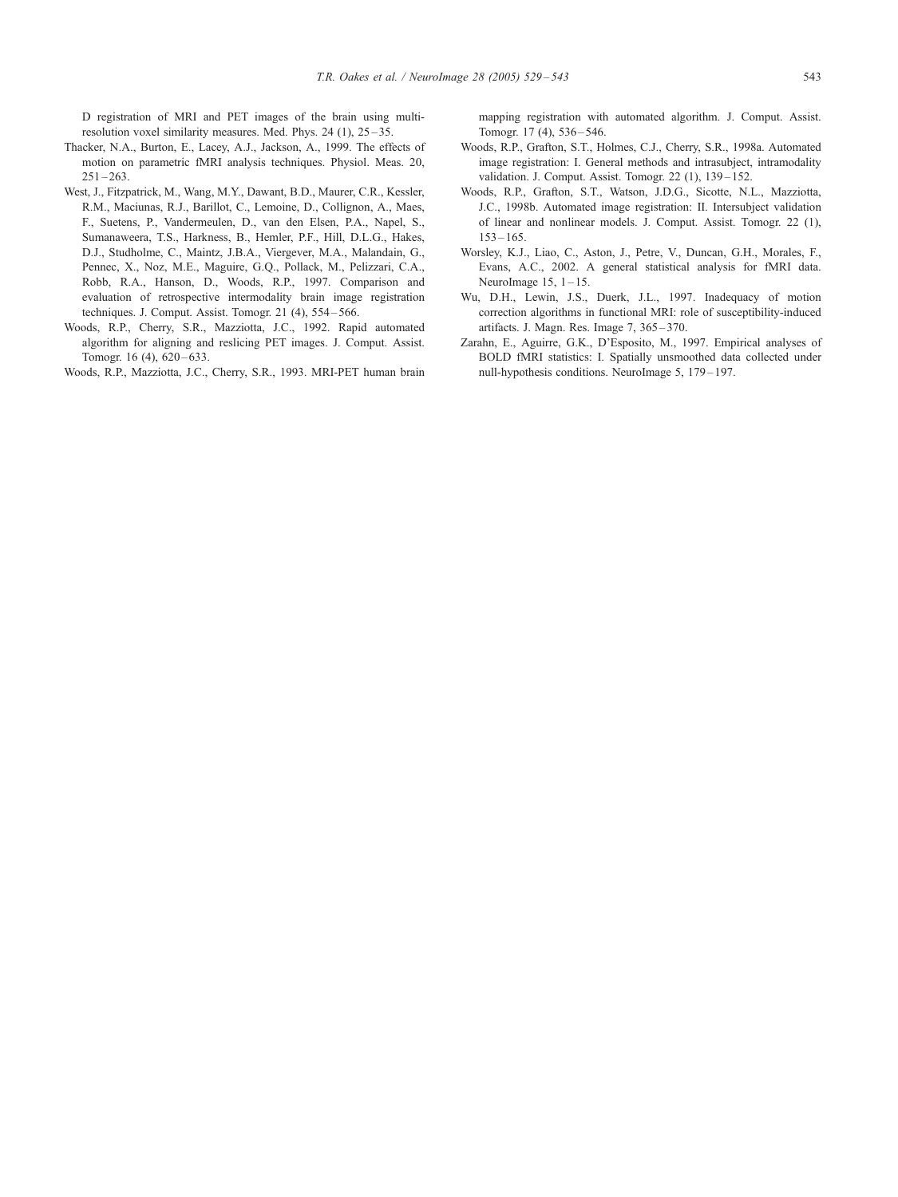D registration of MRI and PET images of the brain using multi-resolution voxel similarity measures. Med. Phys. 24 (1), 25–35.

Thacker, N.A., Burton, E., Lacey, A.J., Jackson, A., 1999. The effects of motion on parametric fMRI analysis techniques. Physiol. Meas. 20, 251–263.

West, J., Fitzpatrick, M., Wang, M.Y., Dawant, B.D., Maurer, C.R., Kessler, R.M., Maciunas, R.J., Barillot, C., Lemoine, D., Collignon, A., Maes, F., Suetens, P., Vandermeulen, D., van den Elsen, P.A., Napel, S., Sumanaweera, T.S., Harkness, B., Hemler, P.F., Hill, D.L.G., Hakes, D.J., Studholme, C., Maintz, J.B.A., Viergever, M.A., Malandain, G., Pennec, X., Noz, M.E., Maguire, G.Q., Pollack, M., Pelizzari, C.A., Robb, R.A., Hanson, D., Woods, R.P., 1997. Comparison and evaluation of retrospective intermodality brain image registration techniques. J. Comput. Assist. Tomogr. 21 (4), 554–566.

Woods, R.P., Cherry, S.R., Mazziotta, J.C., 1992. Rapid automated algorithm for aligning and reslicing PET images. J. Comput. Assist. Tomogr. 16 (4), 620–633.

Woods, R.P., Mazziotta, J.C., Cherry, S.R., 1993. MRI-PET human brain mapping registration with automated algorithm. J. Comput. Assist. Tomogr. 17 (4), 536–546.

Woods, R.P., Grafton, S.T., Holmes, C.J., Cherry, S.R., 1998a. Automated image registration: I. General methods and intrasubject, intramodality validation. J. Comput. Assist. Tomogr. 22 (1), 139–152.

Woods, R.P., Grafton, S.T., Watson, J.D.G., Sicotte, N.L., Mazziotta, J.C., 1998b. Automated image registration: II. Intersubject validation of linear and nonlinear models. J. Comput. Assist. Tomogr. 22 (1), 153–165.

Worsley, K.J., Liao, C., Aston, J., Petre, V., Duncan, G.H., Morales, F., Evans, A.C., 2002. A general statistical analysis for fMRI data. NeuroImage 15, 1–15.

Wu, D.H., Lewin, J.S., Duerk, J.L., 1997. Inadequacy of motion correction algorithms in functional MRI: role of susceptibility-induced artifacts. J. Magn. Res. Image 7, 365–370.

Zarahn, E., Aguirre, G.K., D'Esposito, M., 1997. Empirical analyses of BOLD fMRI statistics: I. Spatially unsmoothed data collected under null-hypothesis conditions. NeuroImage 5, 179–197.